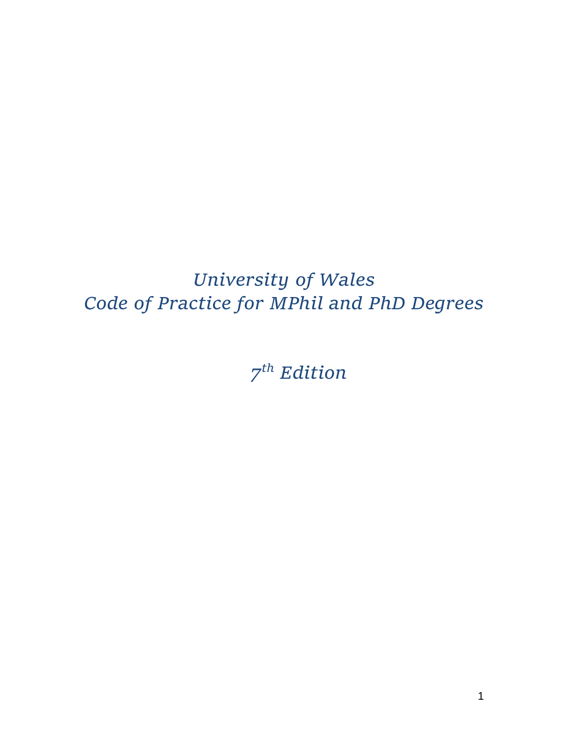# *University of Wales*
# *Code of Practice for MPhil and PhD Degrees*

## *7th Edition*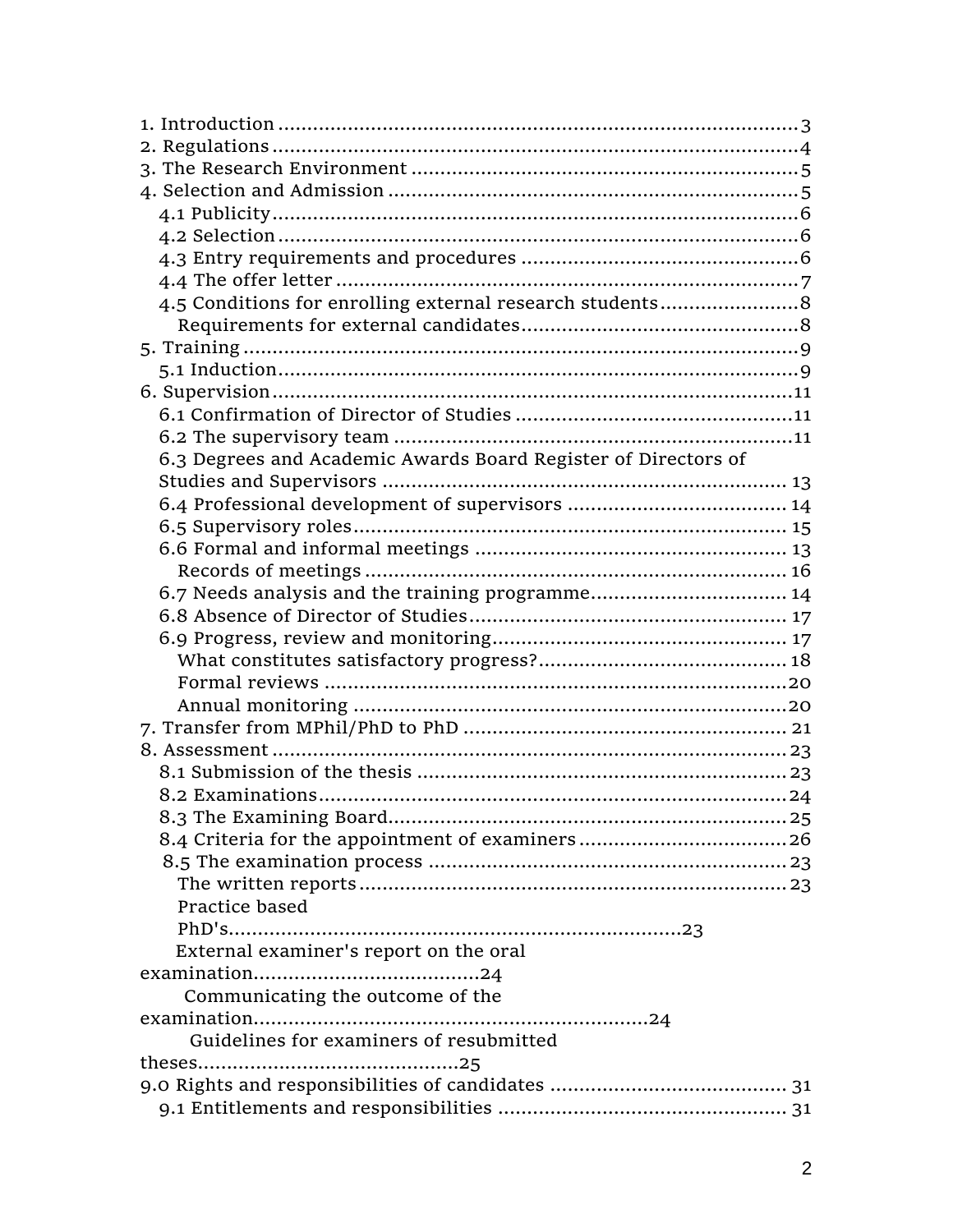1. Introduction ........................................................................................3
2. Regulations ..........................................................................................4
3. The Research Environment ..................................................................5
4. Selection and Admission ......................................................................5
   4.1 Publicity...........................................................................................6
   4.2 Selection ..........................................................................................6
   4.3 Entry requirements and procedures ................................................6
   4.4 The offer letter ................................................................................7
   4.5 Conditions for enrolling external research students ........................8
      Requirements for external candidates................................................8
5. Training ................................................................................................9
   5.1 Induction.........................................................................................9
6. Supervision..........................................................................................11
   6.1 Confirmation of Director of Studies ...............................................11
   6.2 The supervisory team ....................................................................11
   6.3 Degrees and Academic Awards Board Register of Directors of Studies and Supervisors ..................................................................... 13
   6.4 Professional development of supervisors ..................................... 14
   6.5 Supervisory roles.......................................................................... 15
   6.6 Formal and informal meetings ...................................................... 13
      Records of meetings ....................................................................... 16
   6.7 Needs analysis and the training programme................................. 14
   6.8 Absence of Director of Studies...................................................... 17
   6.9 Progress, review and monitoring................................................... 17
      What constitutes satisfactory progress?.......................................... 18
      Formal reviews ...............................................................................20
      Annual monitoring ..........................................................................20
7. Transfer from MPhil/PhD to PhD ....................................................... 21
8. Assessment ........................................................................................23
   8.1 Submission of the thesis ...............................................................23
   8.2 Examinations................................................................................24
   8.3 The Examining Board....................................................................25
   8.4 Criteria for the appointment of examiners ....................................26
   8.5 The examination process ..............................................................23
      The written reports ........................................................................23
      Practice based PhD's...............................................................23
      External examiner's report on the oral examination......................................24
      Communicating the outcome of the examination...................................................................24
      Guidelines for examiners of resubmitted theses.............................................25
9.0 Rights and responsibilities of candidates ......................................... 31
   9.1 Entitlements and responsibilities ................................................. 31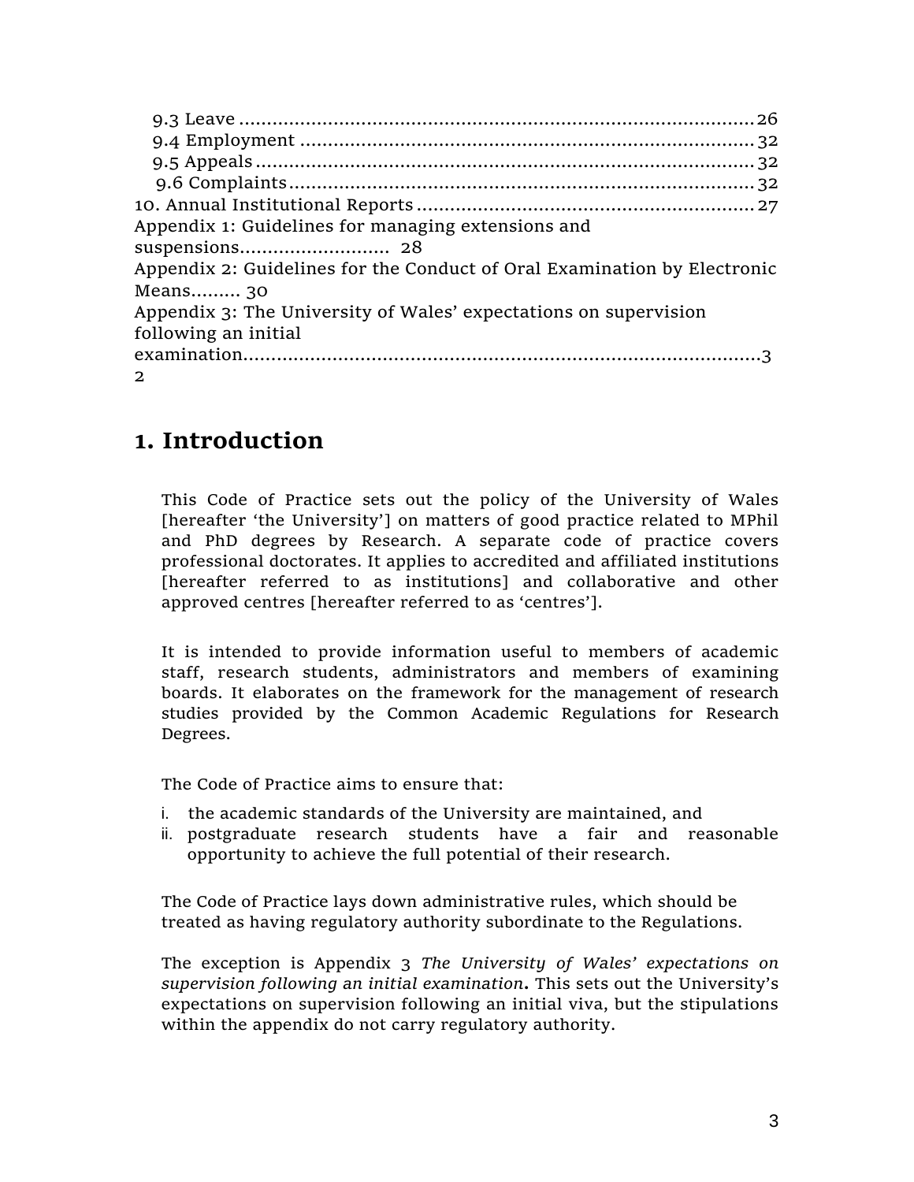9.3 Leave ........................................................................................ 26
9.4 Employment ............................................................................... 32
9.5 Appeals ...................................................................................... 32
9.6 Complaints ................................................................................. 32
10. Annual Institutional Reports ........................................................ 27
Appendix 1: Guidelines for managing extensions and suspensions.......................... 28
Appendix 2: Guidelines for the Conduct of Oral Examination by Electronic Means......... 30
Appendix 3: The University of Wales' expectations on supervision following an initial examination.............................................................................................32

# 1. Introduction

This Code of Practice sets out the policy of the University of Wales [hereafter 'the University'] on matters of good practice related to MPhil and PhD degrees by Research. A separate code of practice covers professional doctorates. It applies to accredited and affiliated institutions [hereafter referred to as institutions] and collaborative and other approved centres [hereafter referred to as 'centres'].

It is intended to provide information useful to members of academic staff, research students, administrators and members of examining boards. It elaborates on the framework for the management of research studies provided by the Common Academic Regulations for Research Degrees.

The Code of Practice aims to ensure that:

i. the academic standards of the University are maintained, and
ii. postgraduate research students have a fair and reasonable opportunity to achieve the full potential of their research.

The Code of Practice lays down administrative rules, which should be treated as having regulatory authority subordinate to the Regulations.

The exception is Appendix 3 *The University of Wales' expectations on supervision following an initial examination*. This sets out the University's expectations on supervision following an initial viva, but the stipulations within the appendix do not carry regulatory authority.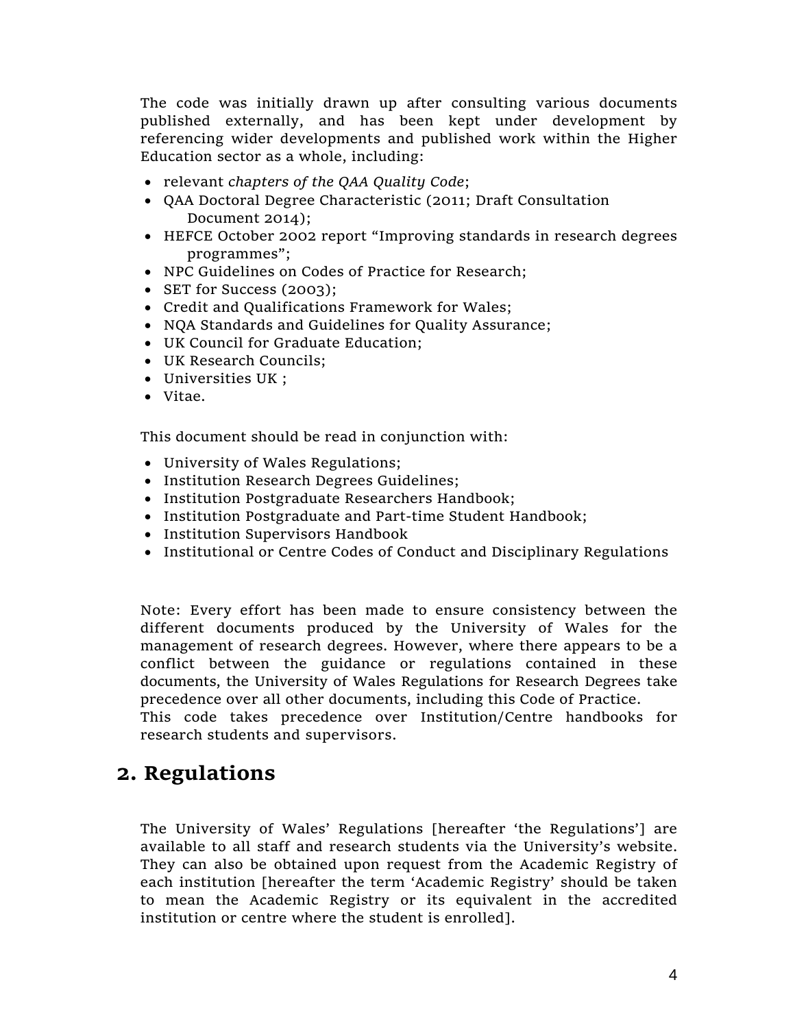The code was initially drawn up after consulting various documents published externally, and has been kept under development by referencing wider developments and published work within the Higher Education sector as a whole, including:

- relevant *chapters of the QAA Quality Code*;
- QAA Doctoral Degree Characteristic (2011; Draft Consultation Document 2014);
- HEFCE October 2002 report "Improving standards in research degrees programmes";
- NPC Guidelines on Codes of Practice for Research;
- SET for Success (2003);
- Credit and Qualifications Framework for Wales;
- NQA Standards and Guidelines for Quality Assurance;
- UK Council for Graduate Education;
- UK Research Councils;
- Universities UK ;
- Vitae.

This document should be read in conjunction with:

- University of Wales Regulations;
- Institution Research Degrees Guidelines;
- Institution Postgraduate Researchers Handbook;
- Institution Postgraduate and Part-time Student Handbook;
- Institution Supervisors Handbook
- Institutional or Centre Codes of Conduct and Disciplinary Regulations

Note: Every effort has been made to ensure consistency between the different documents produced by the University of Wales for the management of research degrees. However, where there appears to be a conflict between the guidance or regulations contained in these documents, the University of Wales Regulations for Research Degrees take precedence over all other documents, including this Code of Practice.
This code takes precedence over Institution/Centre handbooks for research students and supervisors.

## 2. Regulations

The University of Wales' Regulations [hereafter 'the Regulations'] are available to all staff and research students via the University's website. They can also be obtained upon request from the Academic Registry of each institution [hereafter the term 'Academic Registry' should be taken to mean the Academic Registry or its equivalent in the accredited institution or centre where the student is enrolled].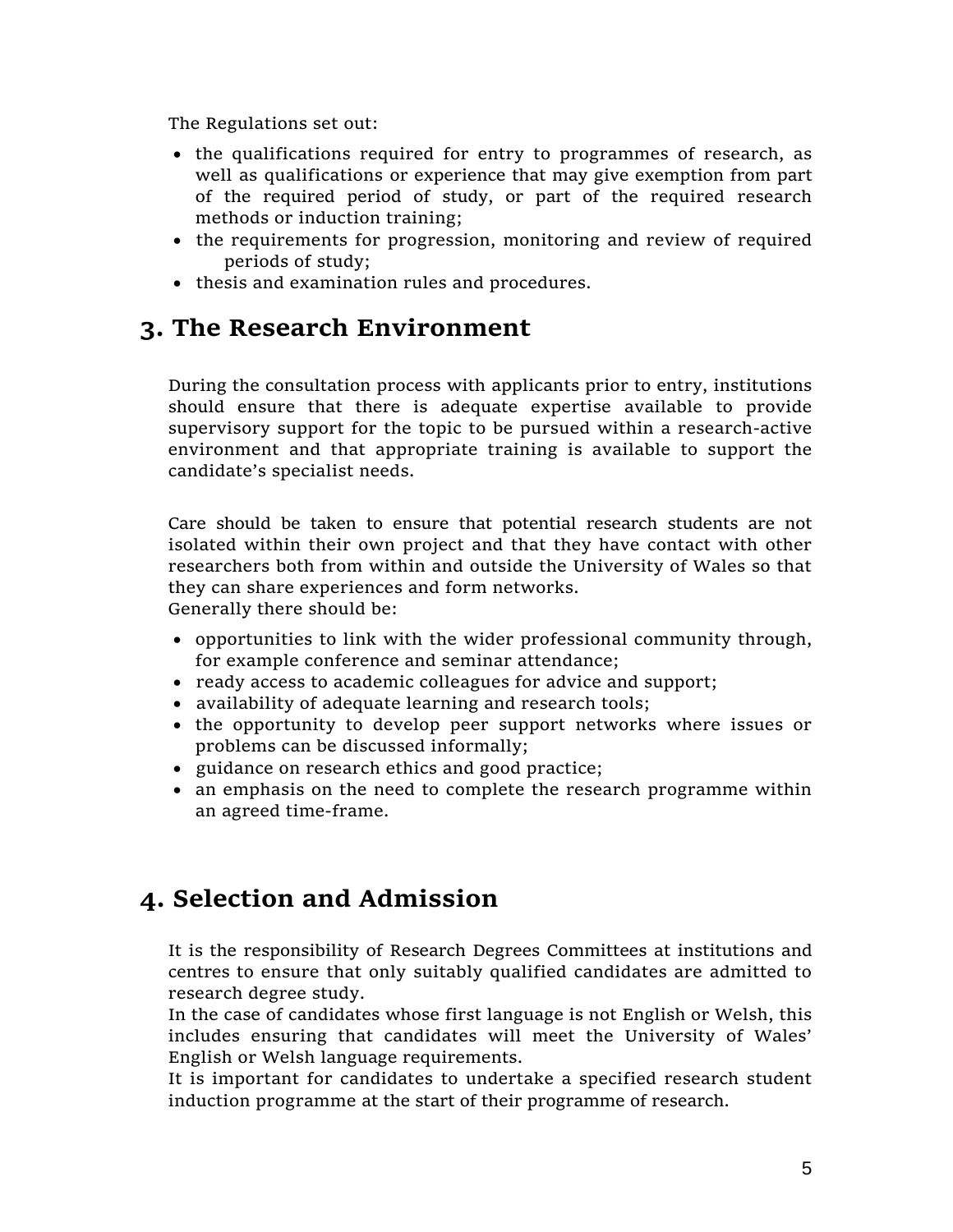The Regulations set out:

- the qualifications required for entry to programmes of research, as well as qualifications or experience that may give exemption from part of the required period of study, or part of the required research methods or induction training;
- the requirements for progression, monitoring and review of required periods of study;
- thesis and examination rules and procedures.

## 3. The Research Environment

During the consultation process with applicants prior to entry, institutions should ensure that there is adequate expertise available to provide supervisory support for the topic to be pursued within a research-active environment and that appropriate training is available to support the candidate's specialist needs.

Care should be taken to ensure that potential research students are not isolated within their own project and that they have contact with other researchers both from within and outside the University of Wales so that they can share experiences and form networks.
Generally there should be:

- opportunities to link with the wider professional community through, for example conference and seminar attendance;
- ready access to academic colleagues for advice and support;
- availability of adequate learning and research tools;
- the opportunity to develop peer support networks where issues or problems can be discussed informally;
- guidance on research ethics and good practice;
- an emphasis on the need to complete the research programme within an agreed time-frame.

## 4. Selection and Admission

It is the responsibility of Research Degrees Committees at institutions and centres to ensure that only suitably qualified candidates are admitted to research degree study.
In the case of candidates whose first language is not English or Welsh, this includes ensuring that candidates will meet the University of Wales' English or Welsh language requirements.
It is important for candidates to undertake a specified research student induction programme at the start of their programme of research.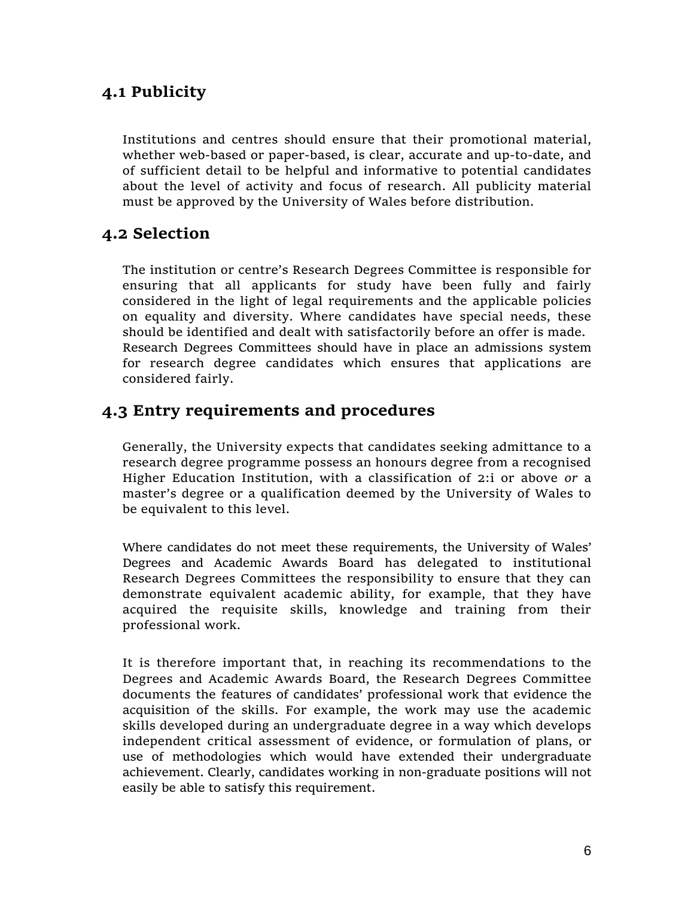## 4.1 Publicity

Institutions and centres should ensure that their promotional material, whether web-based or paper-based, is clear, accurate and up-to-date, and of sufficient detail to be helpful and informative to potential candidates about the level of activity and focus of research. All publicity material must be approved by the University of Wales before distribution.

## 4.2 Selection

The institution or centre's Research Degrees Committee is responsible for ensuring that all applicants for study have been fully and fairly considered in the light of legal requirements and the applicable policies on equality and diversity. Where candidates have special needs, these should be identified and dealt with satisfactorily before an offer is made. Research Degrees Committees should have in place an admissions system for research degree candidates which ensures that applications are considered fairly.

## 4.3 Entry requirements and procedures

Generally, the University expects that candidates seeking admittance to a research degree programme possess an honours degree from a recognised Higher Education Institution, with a classification of 2:i or above *or* a master's degree or a qualification deemed by the University of Wales to be equivalent to this level.

Where candidates do not meet these requirements, the University of Wales' Degrees and Academic Awards Board has delegated to institutional Research Degrees Committees the responsibility to ensure that they can demonstrate equivalent academic ability, for example, that they have acquired the requisite skills, knowledge and training from their professional work.

It is therefore important that, in reaching its recommendations to the Degrees and Academic Awards Board, the Research Degrees Committee documents the features of candidates' professional work that evidence the acquisition of the skills. For example, the work may use the academic skills developed during an undergraduate degree in a way which develops independent critical assessment of evidence, or formulation of plans, or use of methodologies which would have extended their undergraduate achievement. Clearly, candidates working in non-graduate positions will not easily be able to satisfy this requirement.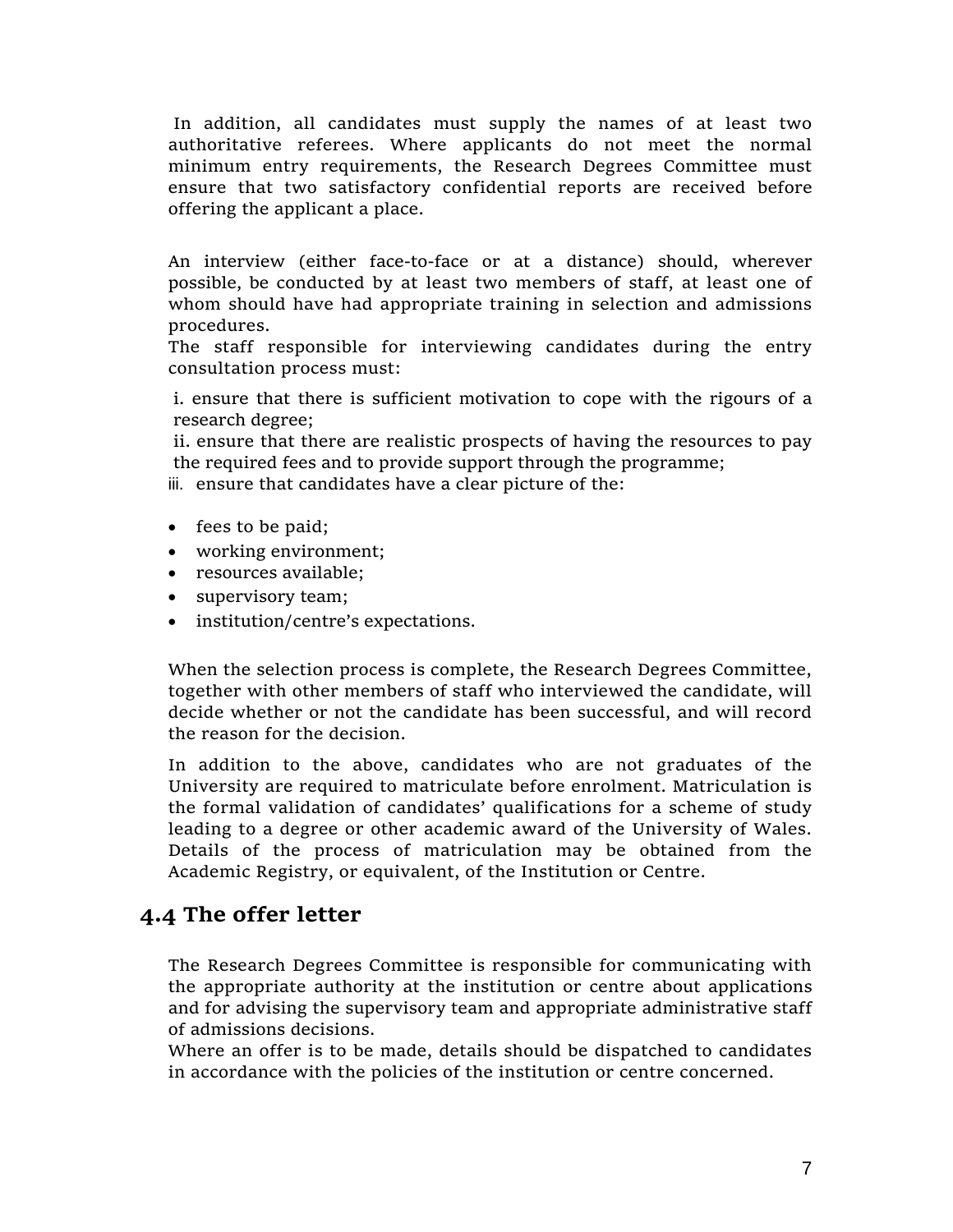In addition, all candidates must supply the names of at least two authoritative referees. Where applicants do not meet the normal minimum entry requirements, the Research Degrees Committee must ensure that two satisfactory confidential reports are received before offering the applicant a place.

An interview (either face-to-face or at a distance) should, wherever possible, be conducted by at least two members of staff, at least one of whom should have had appropriate training in selection and admissions procedures.
The staff responsible for interviewing candidates during the entry consultation process must:

i. ensure that there is sufficient motivation to cope with the rigours of a research degree;
ii. ensure that there are realistic prospects of having the resources to pay the required fees and to provide support through the programme;
iii. ensure that candidates have a clear picture of the:

- fees to be paid;
- working environment;
- resources available;
- supervisory team;
- institution/centre's expectations.

When the selection process is complete, the Research Degrees Committee, together with other members of staff who interviewed the candidate, will decide whether or not the candidate has been successful, and will record the reason for the decision.

In addition to the above, candidates who are not graduates of the University are required to matriculate before enrolment. Matriculation is the formal validation of candidates' qualifications for a scheme of study leading to a degree or other academic award of the University of Wales. Details of the process of matriculation may be obtained from the Academic Registry, or equivalent, of the Institution or Centre.

## 4.4 The offer letter

The Research Degrees Committee is responsible for communicating with the appropriate authority at the institution or centre about applications and for advising the supervisory team and appropriate administrative staff of admissions decisions.
Where an offer is to be made, details should be dispatched to candidates in accordance with the policies of the institution or centre concerned.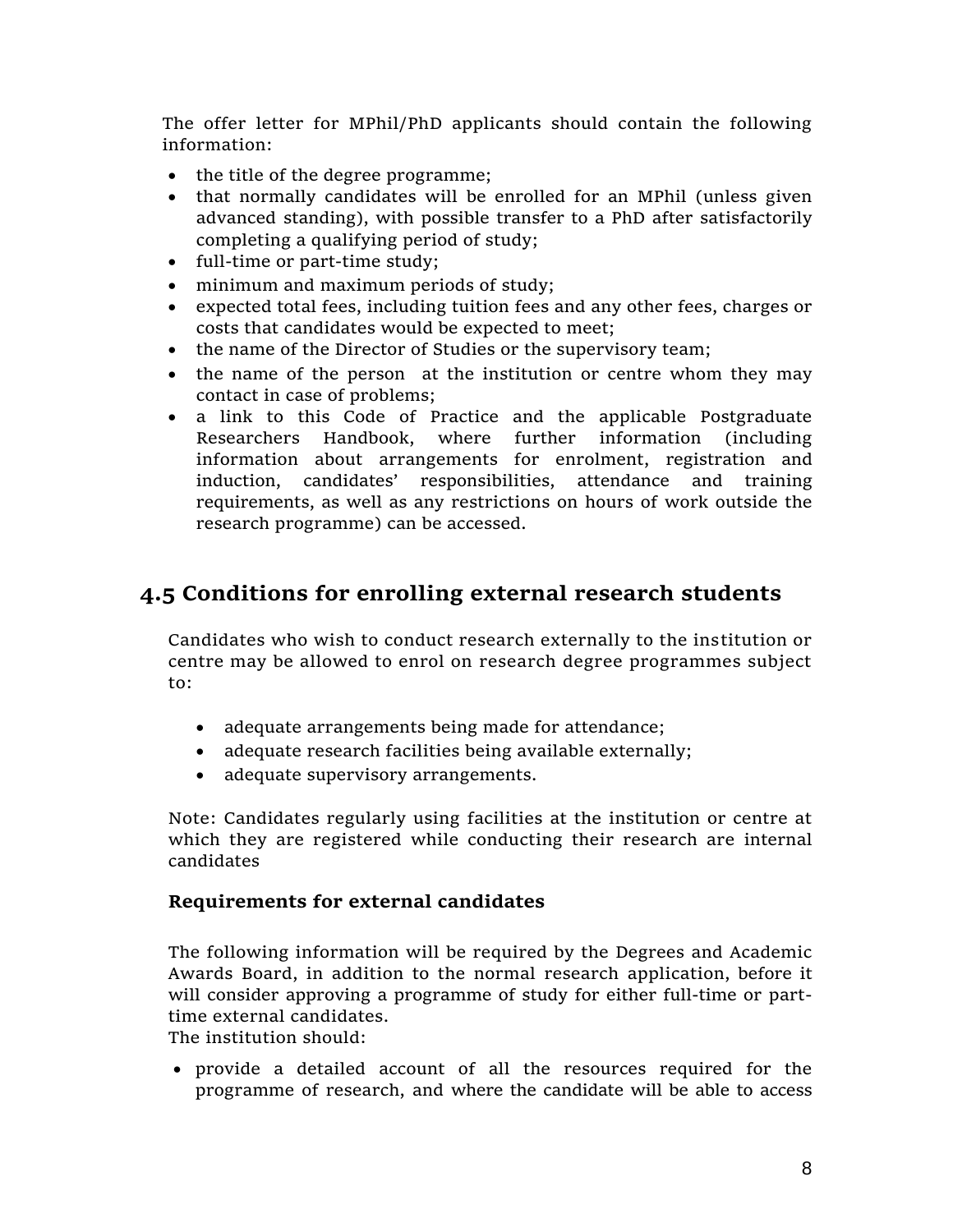The offer letter for MPhil/PhD applicants should contain the following information:

- the title of the degree programme;
- that normally candidates will be enrolled for an MPhil (unless given advanced standing), with possible transfer to a PhD after satisfactorily completing a qualifying period of study;
- full-time or part-time study;
- minimum and maximum periods of study;
- expected total fees, including tuition fees and any other fees, charges or costs that candidates would be expected to meet;
- the name of the Director of Studies or the supervisory team;
- the name of the person at the institution or centre whom they may contact in case of problems;
- a link to this Code of Practice and the applicable Postgraduate Researchers Handbook, where further information (including information about arrangements for enrolment, registration and induction, candidates' responsibilities, attendance and training requirements, as well as any restrictions on hours of work outside the research programme) can be accessed.

## 4.5 Conditions for enrolling external research students

Candidates who wish to conduct research externally to the institution or centre may be allowed to enrol on research degree programmes subject to:

- adequate arrangements being made for attendance;
- adequate research facilities being available externally;
- adequate supervisory arrangements.

Note: Candidates regularly using facilities at the institution or centre at which they are registered while conducting their research are internal candidates

### Requirements for external candidates

The following information will be required by the Degrees and Academic Awards Board, in addition to the normal research application, before it will consider approving a programme of study for either full-time or part-time external candidates.
The institution should:

- provide a detailed account of all the resources required for the programme of research, and where the candidate will be able to access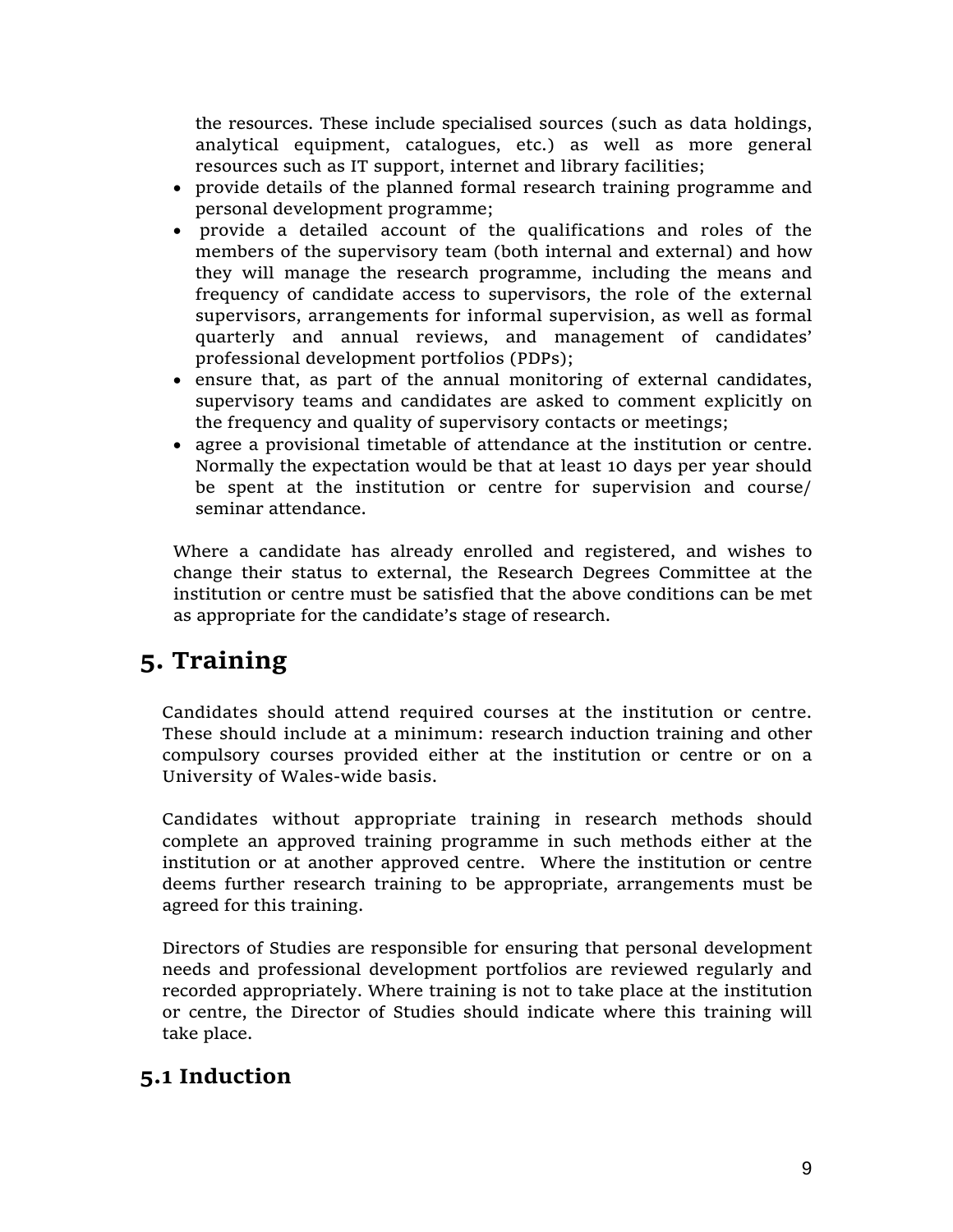the resources. These include specialised sources (such as data holdings, analytical equipment, catalogues, etc.) as well as more general resources such as IT support, internet and library facilities;

- provide details of the planned formal research training programme and personal development programme;
- provide a detailed account of the qualifications and roles of the members of the supervisory team (both internal and external) and how they will manage the research programme, including the means and frequency of candidate access to supervisors, the role of the external supervisors, arrangements for informal supervision, as well as formal quarterly and annual reviews, and management of candidates' professional development portfolios (PDPs);
- ensure that, as part of the annual monitoring of external candidates, supervisory teams and candidates are asked to comment explicitly on the frequency and quality of supervisory contacts or meetings;
- agree a provisional timetable of attendance at the institution or centre. Normally the expectation would be that at least 10 days per year should be spent at the institution or centre for supervision and course/ seminar attendance.

Where a candidate has already enrolled and registered, and wishes to change their status to external, the Research Degrees Committee at the institution or centre must be satisfied that the above conditions can be met as appropriate for the candidate's stage of research.

# 5. Training

Candidates should attend required courses at the institution or centre. These should include at a minimum: research induction training and other compulsory courses provided either at the institution or centre or on a University of Wales-wide basis.

Candidates without appropriate training in research methods should complete an approved training programme in such methods either at the institution or at another approved centre. Where the institution or centre deems further research training to be appropriate, arrangements must be agreed for this training.

Directors of Studies are responsible for ensuring that personal development needs and professional development portfolios are reviewed regularly and recorded appropriately. Where training is not to take place at the institution or centre, the Director of Studies should indicate where this training will take place.

## 5.1 Induction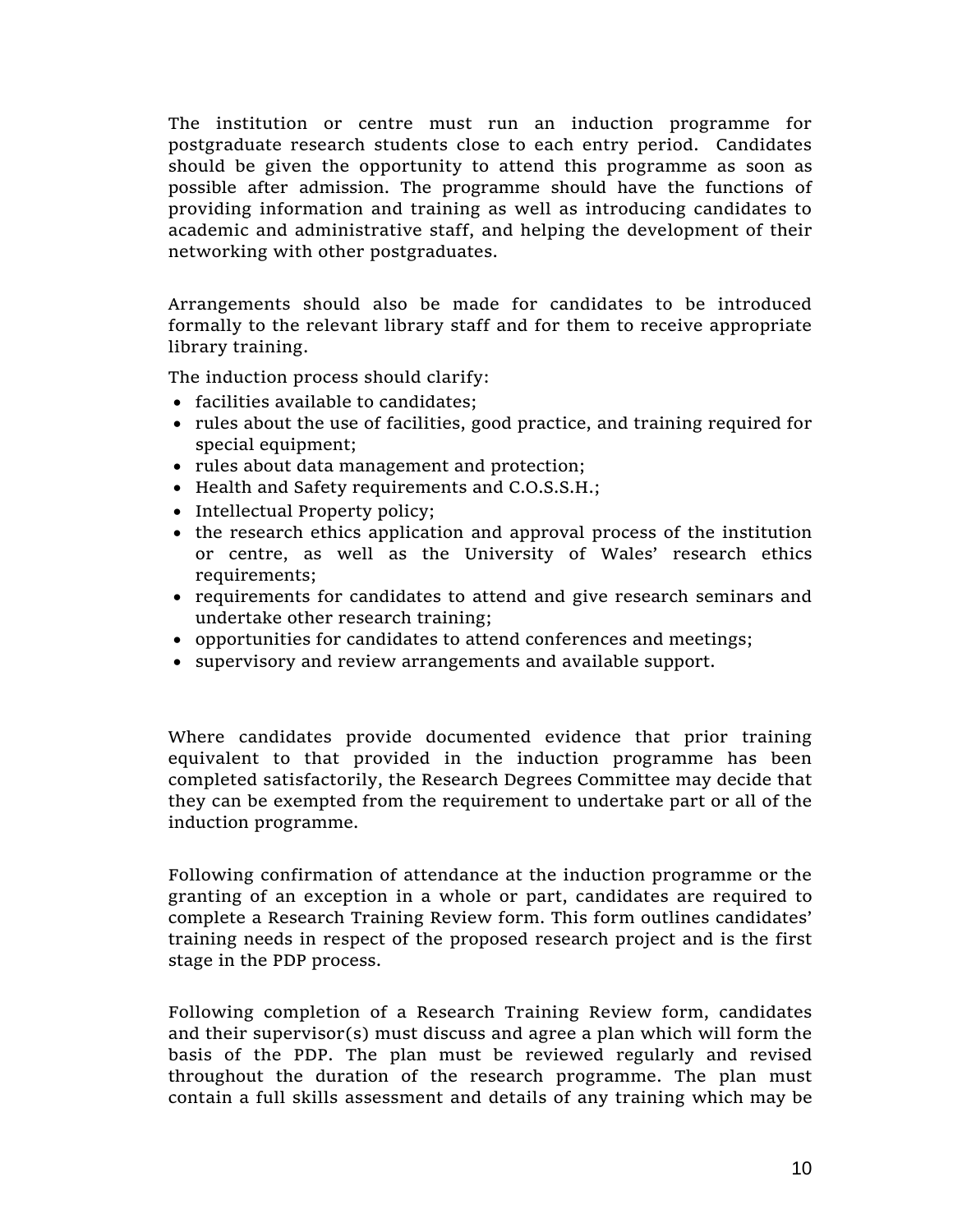The institution or centre must run an induction programme for postgraduate research students close to each entry period. Candidates should be given the opportunity to attend this programme as soon as possible after admission. The programme should have the functions of providing information and training as well as introducing candidates to academic and administrative staff, and helping the development of their networking with other postgraduates.

Arrangements should also be made for candidates to be introduced formally to the relevant library staff and for them to receive appropriate library training.

The induction process should clarify:

- facilities available to candidates;
- rules about the use of facilities, good practice, and training required for special equipment;
- rules about data management and protection;
- Health and Safety requirements and C.O.S.S.H.;
- Intellectual Property policy;
- the research ethics application and approval process of the institution or centre, as well as the University of Wales' research ethics requirements;
- requirements for candidates to attend and give research seminars and undertake other research training;
- opportunities for candidates to attend conferences and meetings;
- supervisory and review arrangements and available support.

Where candidates provide documented evidence that prior training equivalent to that provided in the induction programme has been completed satisfactorily, the Research Degrees Committee may decide that they can be exempted from the requirement to undertake part or all of the induction programme.

Following confirmation of attendance at the induction programme or the granting of an exception in a whole or part, candidates are required to complete a Research Training Review form. This form outlines candidates' training needs in respect of the proposed research project and is the first stage in the PDP process.

Following completion of a Research Training Review form, candidates and their supervisor(s) must discuss and agree a plan which will form the basis of the PDP. The plan must be reviewed regularly and revised throughout the duration of the research programme. The plan must contain a full skills assessment and details of any training which may be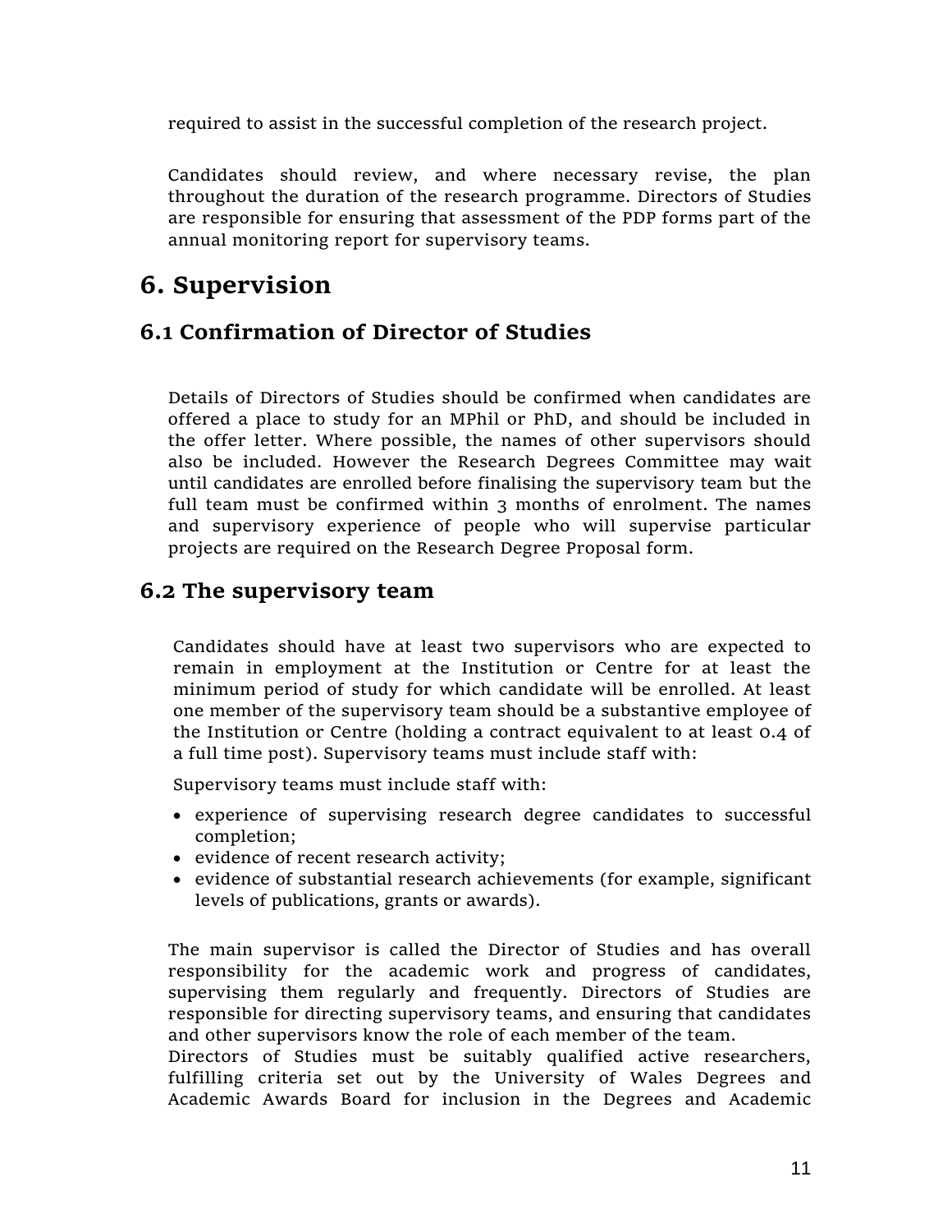required to assist in the successful completion of the research project.

Candidates should review, and where necessary revise, the plan throughout the duration of the research programme. Directors of Studies are responsible for ensuring that assessment of the PDP forms part of the annual monitoring report for supervisory teams.

# 6. Supervision

## 6.1 Confirmation of Director of Studies

Details of Directors of Studies should be confirmed when candidates are offered a place to study for an MPhil or PhD, and should be included in the offer letter. Where possible, the names of other supervisors should also be included. However the Research Degrees Committee may wait until candidates are enrolled before finalising the supervisory team but the full team must be confirmed within 3 months of enrolment. The names and supervisory experience of people who will supervise particular projects are required on the Research Degree Proposal form.

## 6.2 The supervisory team

Candidates should have at least two supervisors who are expected to remain in employment at the Institution or Centre for at least the minimum period of study for which candidate will be enrolled. At least one member of the supervisory team should be a substantive employee of the Institution or Centre (holding a contract equivalent to at least 0.4 of a full time post). Supervisory teams must include staff with:

Supervisory teams must include staff with:

- experience of supervising research degree candidates to successful completion;
- evidence of recent research activity;
- evidence of substantial research achievements (for example, significant levels of publications, grants or awards).

The main supervisor is called the Director of Studies and has overall responsibility for the academic work and progress of candidates, supervising them regularly and frequently. Directors of Studies are responsible for directing supervisory teams, and ensuring that candidates and other supervisors know the role of each member of the team.
Directors of Studies must be suitably qualified active researchers, fulfilling criteria set out by the University of Wales Degrees and Academic Awards Board for inclusion in the Degrees and Academic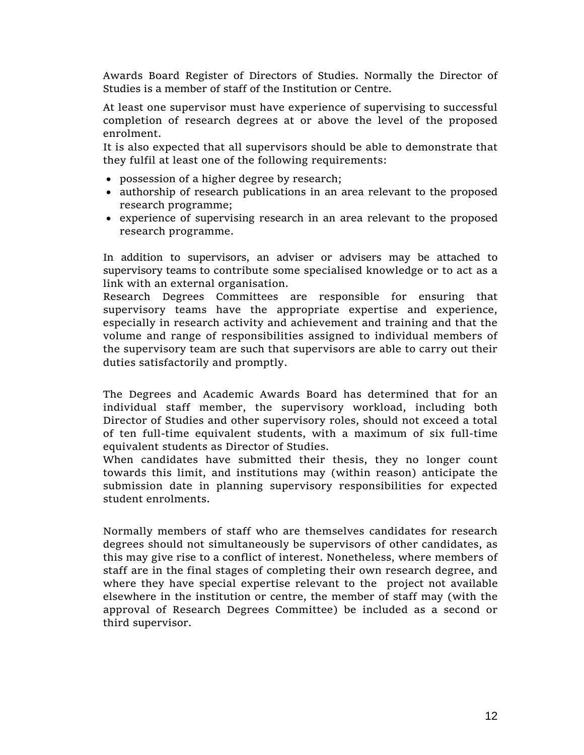Awards Board Register of Directors of Studies. Normally the Director of Studies is a member of staff of the Institution or Centre.

At least one supervisor must have experience of supervising to successful completion of research degrees at or above the level of the proposed enrolment.

It is also expected that all supervisors should be able to demonstrate that they fulfil at least one of the following requirements:

- possession of a higher degree by research;
- authorship of research publications in an area relevant to the proposed research programme;
- experience of supervising research in an area relevant to the proposed research programme.

In addition to supervisors, an adviser or advisers may be attached to supervisory teams to contribute some specialised knowledge or to act as a link with an external organisation.

Research Degrees Committees are responsible for ensuring that supervisory teams have the appropriate expertise and experience, especially in research activity and achievement and training and that the volume and range of responsibilities assigned to individual members of the supervisory team are such that supervisors are able to carry out their duties satisfactorily and promptly.

The Degrees and Academic Awards Board has determined that for an individual staff member, the supervisory workload, including both Director of Studies and other supervisory roles, should not exceed a total of ten full-time equivalent students, with a maximum of six full-time equivalent students as Director of Studies.

When candidates have submitted their thesis, they no longer count towards this limit, and institutions may (within reason) anticipate the submission date in planning supervisory responsibilities for expected student enrolments.

Normally members of staff who are themselves candidates for research degrees should not simultaneously be supervisors of other candidates, as this may give rise to a conflict of interest. Nonetheless, where members of staff are in the final stages of completing their own research degree, and where they have special expertise relevant to the project not available elsewhere in the institution or centre, the member of staff may (with the approval of Research Degrees Committee) be included as a second or third supervisor.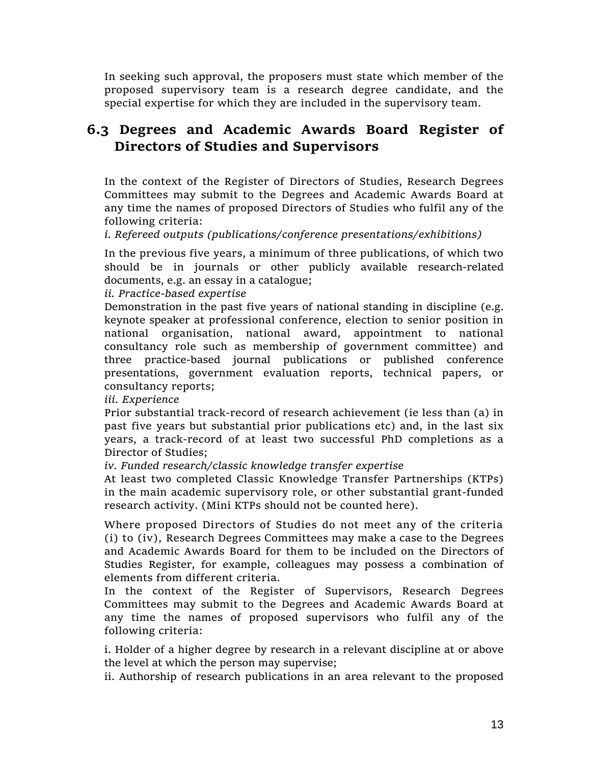In seeking such approval, the proposers must state which member of the proposed supervisory team is a research degree candidate, and the special expertise for which they are included in the supervisory team.

## 6.3 Degrees and Academic Awards Board Register of Directors of Studies and Supervisors

In the context of the Register of Directors of Studies, Research Degrees Committees may submit to the Degrees and Academic Awards Board at any time the names of proposed Directors of Studies who fulfil any of the following criteria:

*i. Refereed outputs (publications/conference presentations/exhibitions)*

In the previous five years, a minimum of three publications, of which two should be in journals or other publicly available research-related documents, e.g. an essay in a catalogue;

*ii. Practice-based expertise*

Demonstration in the past five years of national standing in discipline (e.g. keynote speaker at professional conference, election to senior position in national organisation, national award, appointment to national consultancy role such as membership of government committee) and three practice-based journal publications or published conference presentations, government evaluation reports, technical papers, or consultancy reports;

*iii. Experience*

Prior substantial track-record of research achievement (ie less than (a) in past five years but substantial prior publications etc) and, in the last six years, a track-record of at least two successful PhD completions as a Director of Studies;

*iv. Funded research/classic knowledge transfer expertise*

At least two completed Classic Knowledge Transfer Partnerships (KTPs) in the main academic supervisory role, or other substantial grant-funded research activity. (Mini KTPs should not be counted here).

Where proposed Directors of Studies do not meet any of the criteria (i) to (iv), Research Degrees Committees may make a case to the Degrees and Academic Awards Board for them to be included on the Directors of Studies Register, for example, colleagues may possess a combination of elements from different criteria.

In the context of the Register of Supervisors, Research Degrees Committees may submit to the Degrees and Academic Awards Board at any time the names of proposed supervisors who fulfil any of the following criteria:

i. Holder of a higher degree by research in a relevant discipline at or above the level at which the person may supervise;

ii. Authorship of research publications in an area relevant to the proposed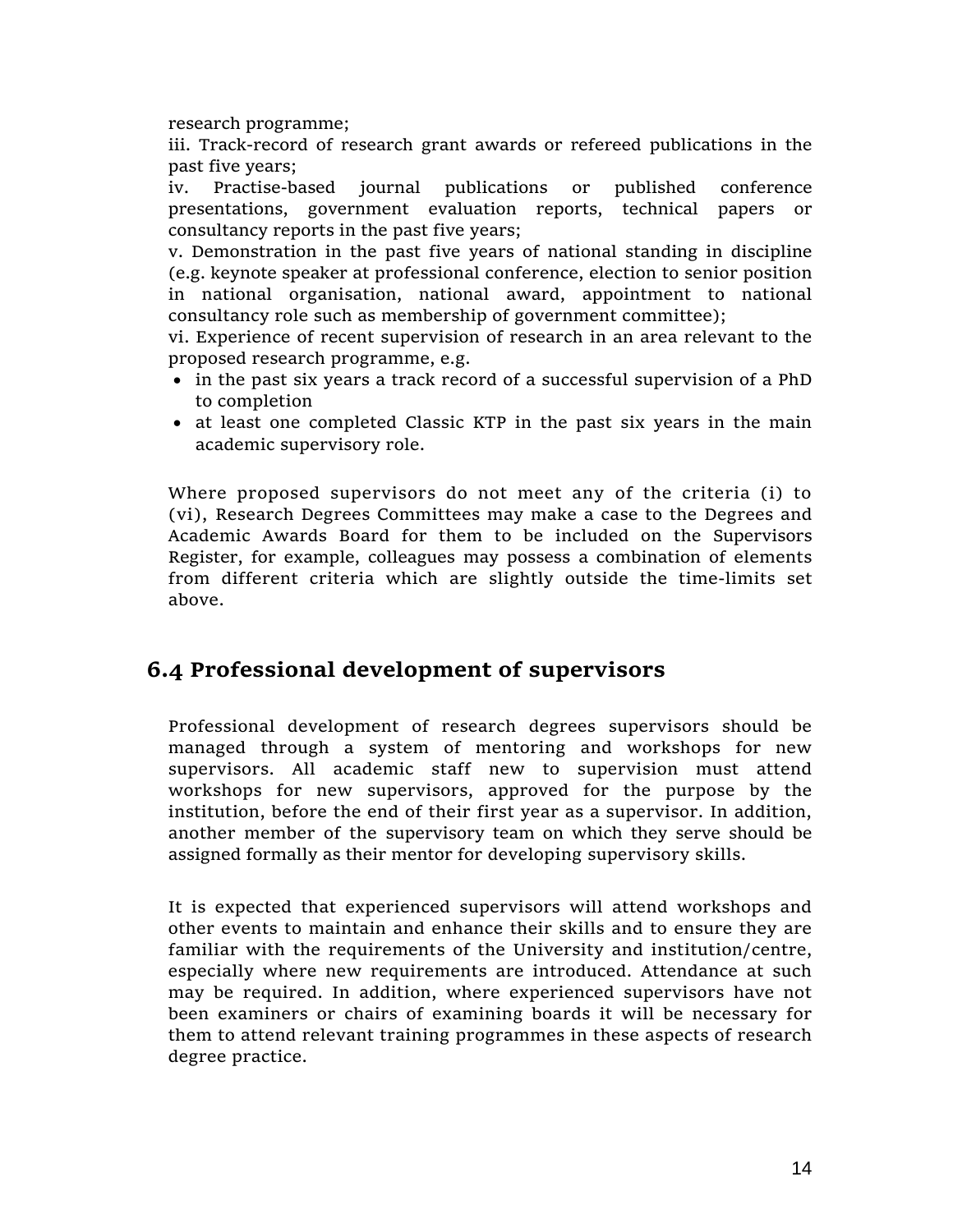research programme;

iii. Track-record of research grant awards or refereed publications in the past five years;

iv. Practise-based journal publications or published conference presentations, government evaluation reports, technical papers or consultancy reports in the past five years;

v. Demonstration in the past five years of national standing in discipline (e.g. keynote speaker at professional conference, election to senior position in national organisation, national award, appointment to national consultancy role such as membership of government committee);

vi. Experience of recent supervision of research in an area relevant to the proposed research programme, e.g.

- in the past six years a track record of a successful supervision of a PhD to completion
- at least one completed Classic KTP in the past six years in the main academic supervisory role.

Where proposed supervisors do not meet any of the criteria (i) to (vi), Research Degrees Committees may make a case to the Degrees and Academic Awards Board for them to be included on the Supervisors Register, for example, colleagues may possess a combination of elements from different criteria which are slightly outside the time-limits set above.

## 6.4 Professional development of supervisors

Professional development of research degrees supervisors should be managed through a system of mentoring and workshops for new supervisors. All academic staff new to supervision must attend workshops for new supervisors, approved for the purpose by the institution, before the end of their first year as a supervisor. In addition, another member of the supervisory team on which they serve should be assigned formally as their mentor for developing supervisory skills.

It is expected that experienced supervisors will attend workshops and other events to maintain and enhance their skills and to ensure they are familiar with the requirements of the University and institution/centre, especially where new requirements are introduced. Attendance at such may be required. In addition, where experienced supervisors have not been examiners or chairs of examining boards it will be necessary for them to attend relevant training programmes in these aspects of research degree practice.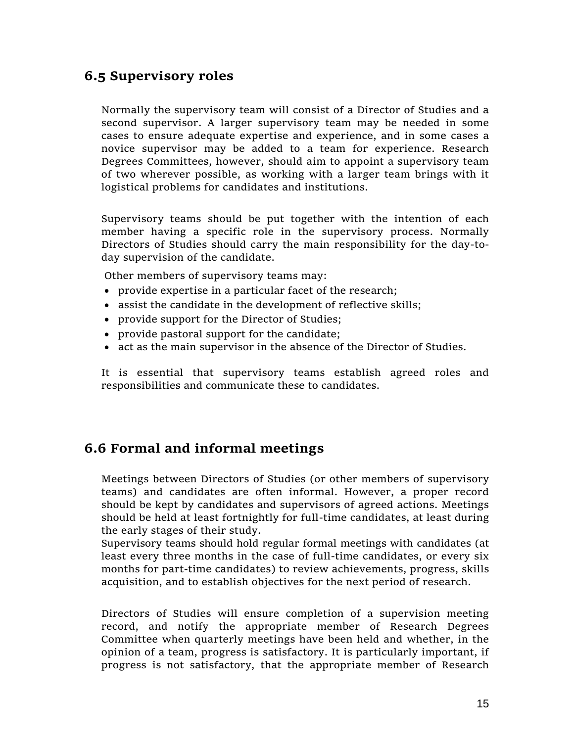## 6.5 Supervisory roles

Normally the supervisory team will consist of a Director of Studies and a second supervisor. A larger supervisory team may be needed in some cases to ensure adequate expertise and experience, and in some cases a novice supervisor may be added to a team for experience. Research Degrees Committees, however, should aim to appoint a supervisory team of two wherever possible, as working with a larger team brings with it logistical problems for candidates and institutions.

Supervisory teams should be put together with the intention of each member having a specific role in the supervisory process. Normally Directors of Studies should carry the main responsibility for the day-to-day supervision of the candidate.

Other members of supervisory teams may:

- provide expertise in a particular facet of the research;
- assist the candidate in the development of reflective skills;
- provide support for the Director of Studies;
- provide pastoral support for the candidate;
- act as the main supervisor in the absence of the Director of Studies.

It is essential that supervisory teams establish agreed roles and responsibilities and communicate these to candidates.

## 6.6 Formal and informal meetings

Meetings between Directors of Studies (or other members of supervisory teams) and candidates are often informal. However, a proper record should be kept by candidates and supervisors of agreed actions. Meetings should be held at least fortnightly for full-time candidates, at least during the early stages of their study.
Supervisory teams should hold regular formal meetings with candidates (at least every three months in the case of full-time candidates, or every six months for part-time candidates) to review achievements, progress, skills acquisition, and to establish objectives for the next period of research.

Directors of Studies will ensure completion of a supervision meeting record, and notify the appropriate member of Research Degrees Committee when quarterly meetings have been held and whether, in the opinion of a team, progress is satisfactory. It is particularly important, if progress is not satisfactory, that the appropriate member of Research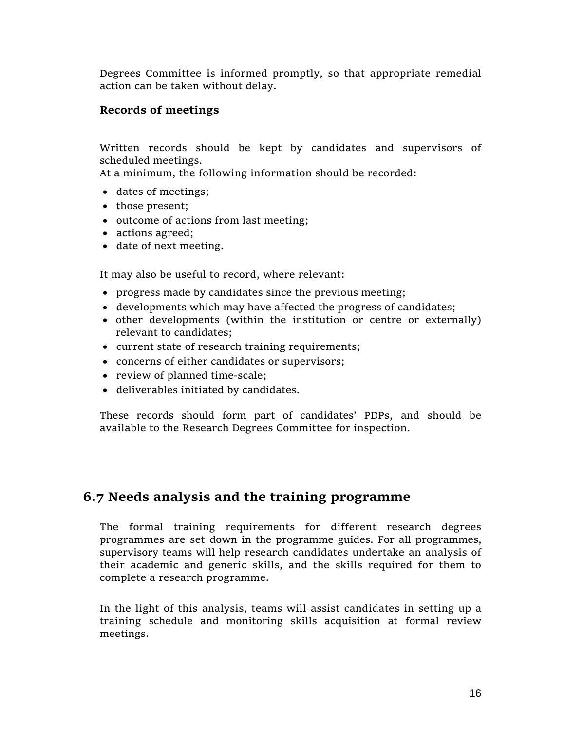Degrees Committee is informed promptly, so that appropriate remedial action can be taken without delay.

**Records of meetings**

Written records should be kept by candidates and supervisors of scheduled meetings.
At a minimum, the following information should be recorded:

- dates of meetings;
- those present;
- outcome of actions from last meeting;
- actions agreed;
- date of next meeting.

It may also be useful to record, where relevant:

- progress made by candidates since the previous meeting;
- developments which may have affected the progress of candidates;
- other developments (within the institution or centre or externally) relevant to candidates;
- current state of research training requirements;
- concerns of either candidates or supervisors;
- review of planned time-scale;
- deliverables initiated by candidates.

These records should form part of candidates' PDPs, and should be available to the Research Degrees Committee for inspection.

## 6.7 Needs analysis and the training programme

The formal training requirements for different research degrees programmes are set down in the programme guides. For all programmes, supervisory teams will help research candidates undertake an analysis of their academic and generic skills, and the skills required for them to complete a research programme.

In the light of this analysis, teams will assist candidates in setting up a training schedule and monitoring skills acquisition at formal review meetings.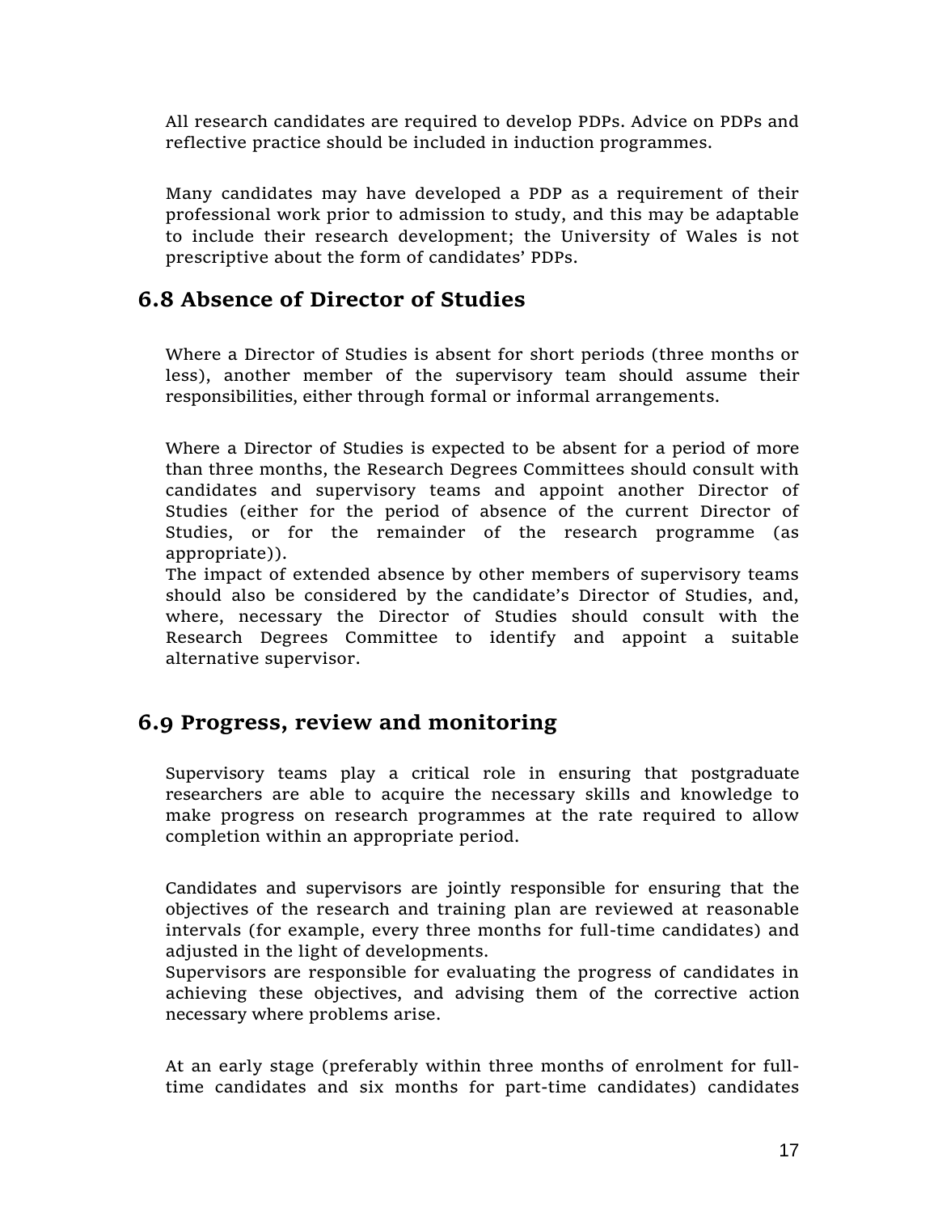All research candidates are required to develop PDPs. Advice on PDPs and reflective practice should be included in induction programmes.

Many candidates may have developed a PDP as a requirement of their professional work prior to admission to study, and this may be adaptable to include their research development; the University of Wales is not prescriptive about the form of candidates' PDPs.

## 6.8 Absence of Director of Studies

Where a Director of Studies is absent for short periods (three months or less), another member of the supervisory team should assume their responsibilities, either through formal or informal arrangements.

Where a Director of Studies is expected to be absent for a period of more than three months, the Research Degrees Committees should consult with candidates and supervisory teams and appoint another Director of Studies (either for the period of absence of the current Director of Studies, or for the remainder of the research programme (as appropriate)).
The impact of extended absence by other members of supervisory teams should also be considered by the candidate's Director of Studies, and, where, necessary the Director of Studies should consult with the Research Degrees Committee to identify and appoint a suitable alternative supervisor.

## 6.9 Progress, review and monitoring

Supervisory teams play a critical role in ensuring that postgraduate researchers are able to acquire the necessary skills and knowledge to make progress on research programmes at the rate required to allow completion within an appropriate period.

Candidates and supervisors are jointly responsible for ensuring that the objectives of the research and training plan are reviewed at reasonable intervals (for example, every three months for full-time candidates) and adjusted in the light of developments.
Supervisors are responsible for evaluating the progress of candidates in achieving these objectives, and advising them of the corrective action necessary where problems arise.

At an early stage (preferably within three months of enrolment for full-time candidates and six months for part-time candidates) candidates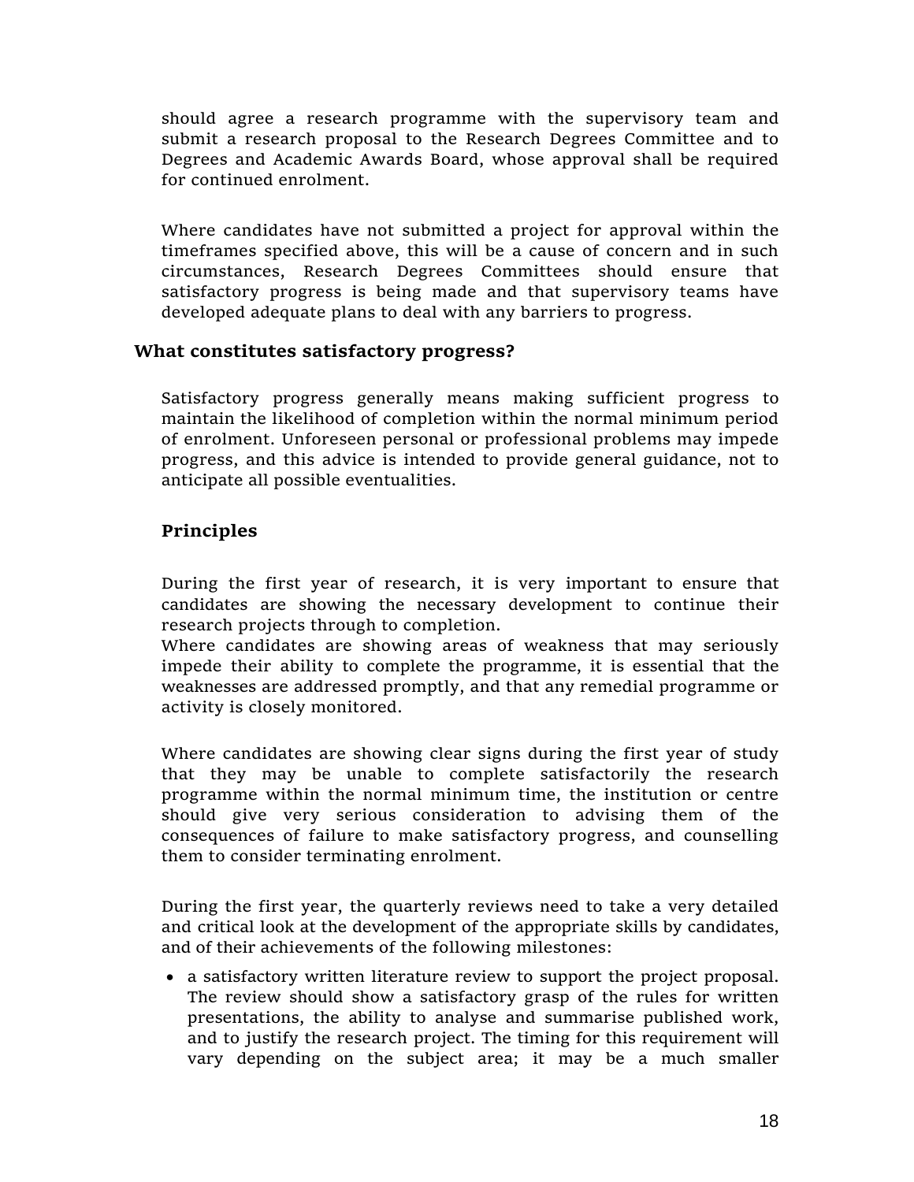should agree a research programme with the supervisory team and submit a research proposal to the Research Degrees Committee and to Degrees and Academic Awards Board, whose approval shall be required for continued enrolment.

Where candidates have not submitted a project for approval within the timeframes specified above, this will be a cause of concern and in such circumstances, Research Degrees Committees should ensure that satisfactory progress is being made and that supervisory teams have developed adequate plans to deal with any barriers to progress.

## What constitutes satisfactory progress?

Satisfactory progress generally means making sufficient progress to maintain the likelihood of completion within the normal minimum period of enrolment. Unforeseen personal or professional problems may impede progress, and this advice is intended to provide general guidance, not to anticipate all possible eventualities.

### Principles

During the first year of research, it is very important to ensure that candidates are showing the necessary development to continue their research projects through to completion.
Where candidates are showing areas of weakness that may seriously impede their ability to complete the programme, it is essential that the weaknesses are addressed promptly, and that any remedial programme or activity is closely monitored.

Where candidates are showing clear signs during the first year of study that they may be unable to complete satisfactorily the research programme within the normal minimum time, the institution or centre should give very serious consideration to advising them of the consequences of failure to make satisfactory progress, and counselling them to consider terminating enrolment.

During the first year, the quarterly reviews need to take a very detailed and critical look at the development of the appropriate skills by candidates, and of their achievements of the following milestones:

- a satisfactory written literature review to support the project proposal. The review should show a satisfactory grasp of the rules for written presentations, the ability to analyse and summarise published work, and to justify the research project. The timing for this requirement will vary depending on the subject area; it may be a much smaller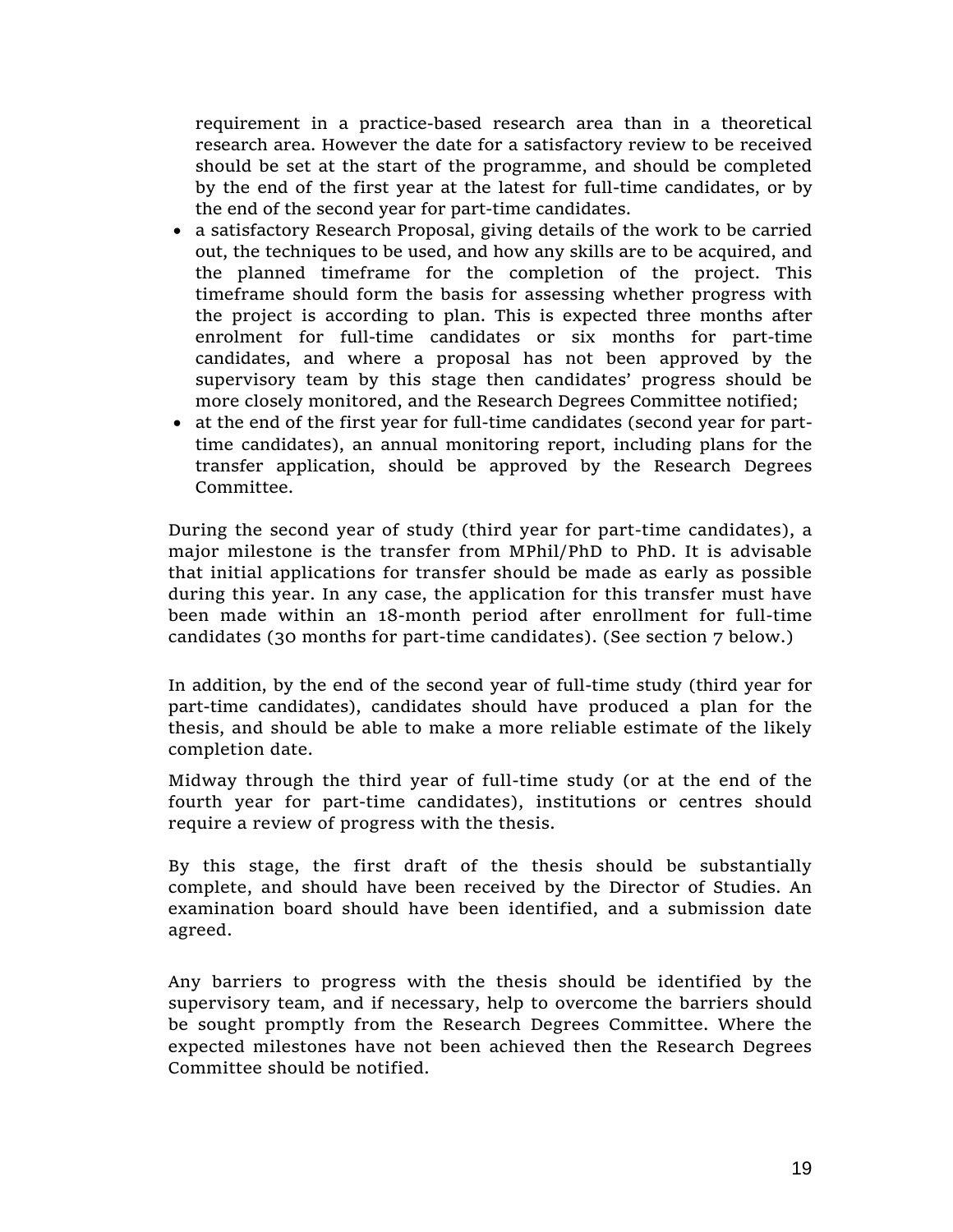requirement in a practice-based research area than in a theoretical research area. However the date for a satisfactory review to be received should be set at the start of the programme, and should be completed by the end of the first year at the latest for full-time candidates, or by the end of the second year for part-time candidates.

- a satisfactory Research Proposal, giving details of the work to be carried out, the techniques to be used, and how any skills are to be acquired, and the planned timeframe for the completion of the project. This timeframe should form the basis for assessing whether progress with the project is according to plan. This is expected three months after enrolment for full-time candidates or six months for part-time candidates, and where a proposal has not been approved by the supervisory team by this stage then candidates' progress should be more closely monitored, and the Research Degrees Committee notified;
- at the end of the first year for full-time candidates (second year for part-time candidates), an annual monitoring report, including plans for the transfer application, should be approved by the Research Degrees Committee.

During the second year of study (third year for part-time candidates), a major milestone is the transfer from MPhil/PhD to PhD. It is advisable that initial applications for transfer should be made as early as possible during this year. In any case, the application for this transfer must have been made within an 18-month period after enrollment for full-time candidates (30 months for part-time candidates). (See section 7 below.)

In addition, by the end of the second year of full-time study (third year for part-time candidates), candidates should have produced a plan for the thesis, and should be able to make a more reliable estimate of the likely completion date.

Midway through the third year of full-time study (or at the end of the fourth year for part-time candidates), institutions or centres should require a review of progress with the thesis.

By this stage, the first draft of the thesis should be substantially complete, and should have been received by the Director of Studies. An examination board should have been identified, and a submission date agreed.

Any barriers to progress with the thesis should be identified by the supervisory team, and if necessary, help to overcome the barriers should be sought promptly from the Research Degrees Committee. Where the expected milestones have not been achieved then the Research Degrees Committee should be notified.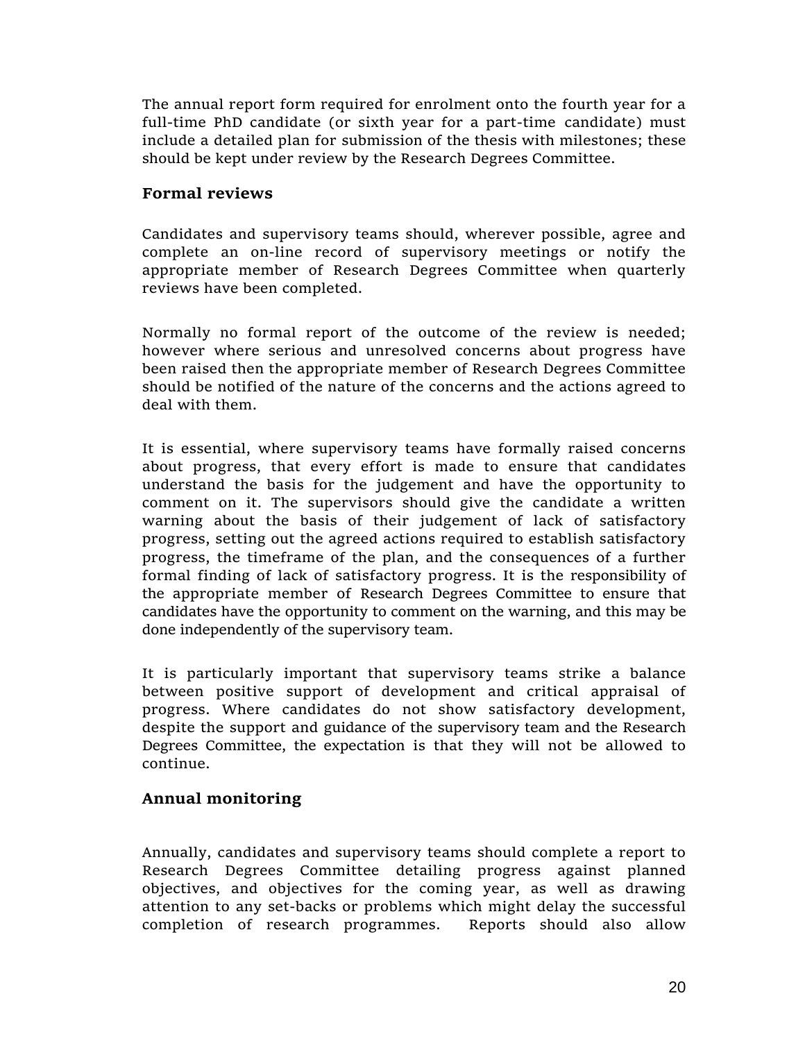The annual report form required for enrolment onto the fourth year for a full-time PhD candidate (or sixth year for a part-time candidate) must include a detailed plan for submission of the thesis with milestones; these should be kept under review by the Research Degrees Committee.

## Formal reviews

Candidates and supervisory teams should, wherever possible, agree and complete an on-line record of supervisory meetings or notify the appropriate member of Research Degrees Committee when quarterly reviews have been completed.

Normally no formal report of the outcome of the review is needed; however where serious and unresolved concerns about progress have been raised then the appropriate member of Research Degrees Committee should be notified of the nature of the concerns and the actions agreed to deal with them.

It is essential, where supervisory teams have formally raised concerns about progress, that every effort is made to ensure that candidates understand the basis for the judgement and have the opportunity to comment on it. The supervisors should give the candidate a written warning about the basis of their judgement of lack of satisfactory progress, setting out the agreed actions required to establish satisfactory progress, the timeframe of the plan, and the consequences of a further formal finding of lack of satisfactory progress. It is the responsibility of the appropriate member of Research Degrees Committee to ensure that candidates have the opportunity to comment on the warning, and this may be done independently of the supervisory team.

It is particularly important that supervisory teams strike a balance between positive support of development and critical appraisal of progress. Where candidates do not show satisfactory development, despite the support and guidance of the supervisory team and the Research Degrees Committee, the expectation is that they will not be allowed to continue.

## Annual monitoring

Annually, candidates and supervisory teams should complete a report to Research Degrees Committee detailing progress against planned objectives, and objectives for the coming year, as well as drawing attention to any set-backs or problems which might delay the successful completion of research programmes. Reports should also allow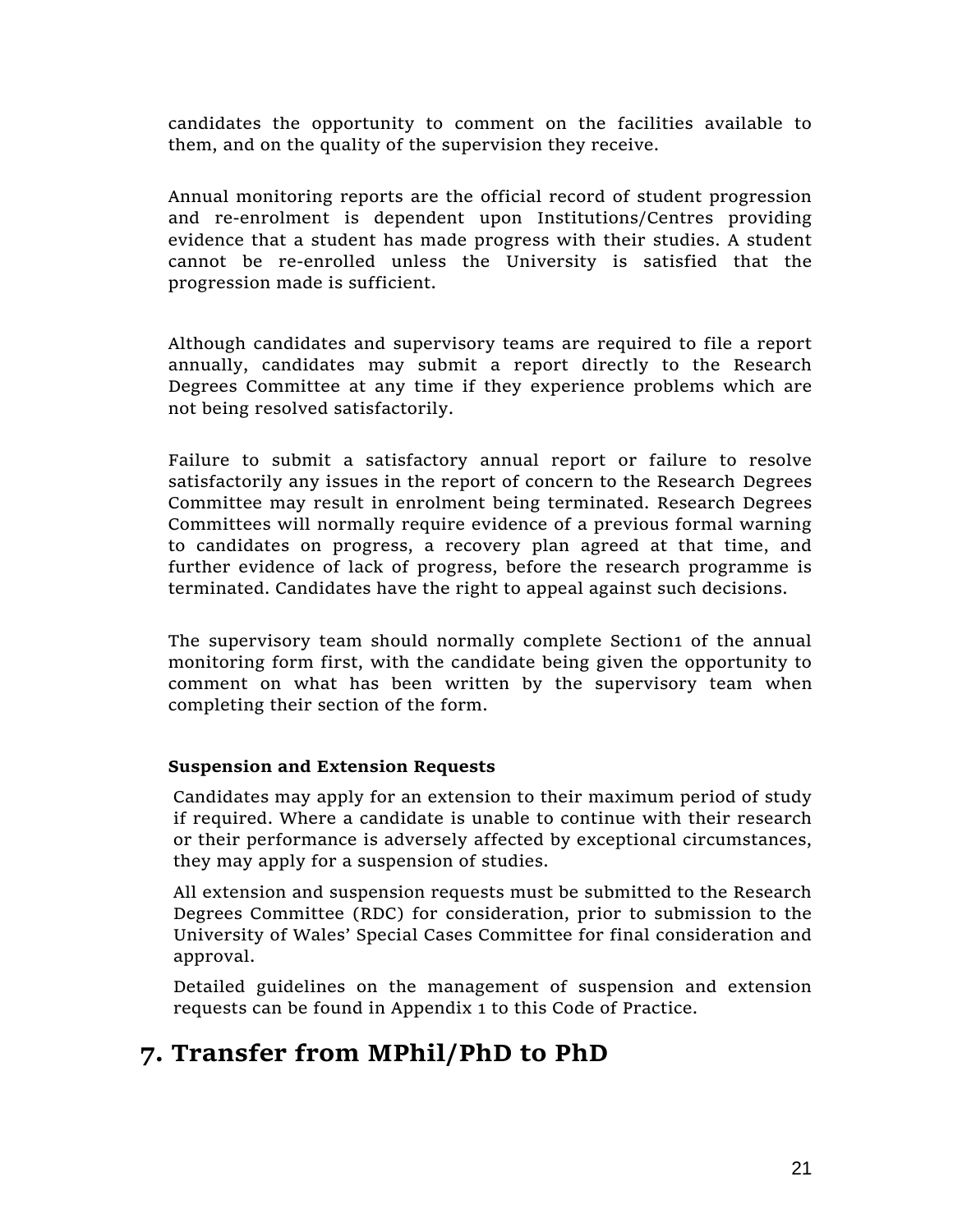candidates the opportunity to comment on the facilities available to them, and on the quality of the supervision they receive.

Annual monitoring reports are the official record of student progression and re-enrolment is dependent upon Institutions/Centres providing evidence that a student has made progress with their studies. A student cannot be re-enrolled unless the University is satisfied that the progression made is sufficient.

Although candidates and supervisory teams are required to file a report annually, candidates may submit a report directly to the Research Degrees Committee at any time if they experience problems which are not being resolved satisfactorily.

Failure to submit a satisfactory annual report or failure to resolve satisfactorily any issues in the report of concern to the Research Degrees Committee may result in enrolment being terminated. Research Degrees Committees will normally require evidence of a previous formal warning to candidates on progress, a recovery plan agreed at that time, and further evidence of lack of progress, before the research programme is terminated. Candidates have the right to appeal against such decisions.

The supervisory team should normally complete Section1 of the annual monitoring form first, with the candidate being given the opportunity to comment on what has been written by the supervisory team when completing their section of the form.

**Suspension and Extension Requests**

Candidates may apply for an extension to their maximum period of study if required. Where a candidate is unable to continue with their research or their performance is adversely affected by exceptional circumstances, they may apply for a suspension of studies.

All extension and suspension requests must be submitted to the Research Degrees Committee (RDC) for consideration, prior to submission to the University of Wales' Special Cases Committee for final consideration and approval.

Detailed guidelines on the management of suspension and extension requests can be found in Appendix 1 to this Code of Practice.

# 7. Transfer from MPhil/PhD to PhD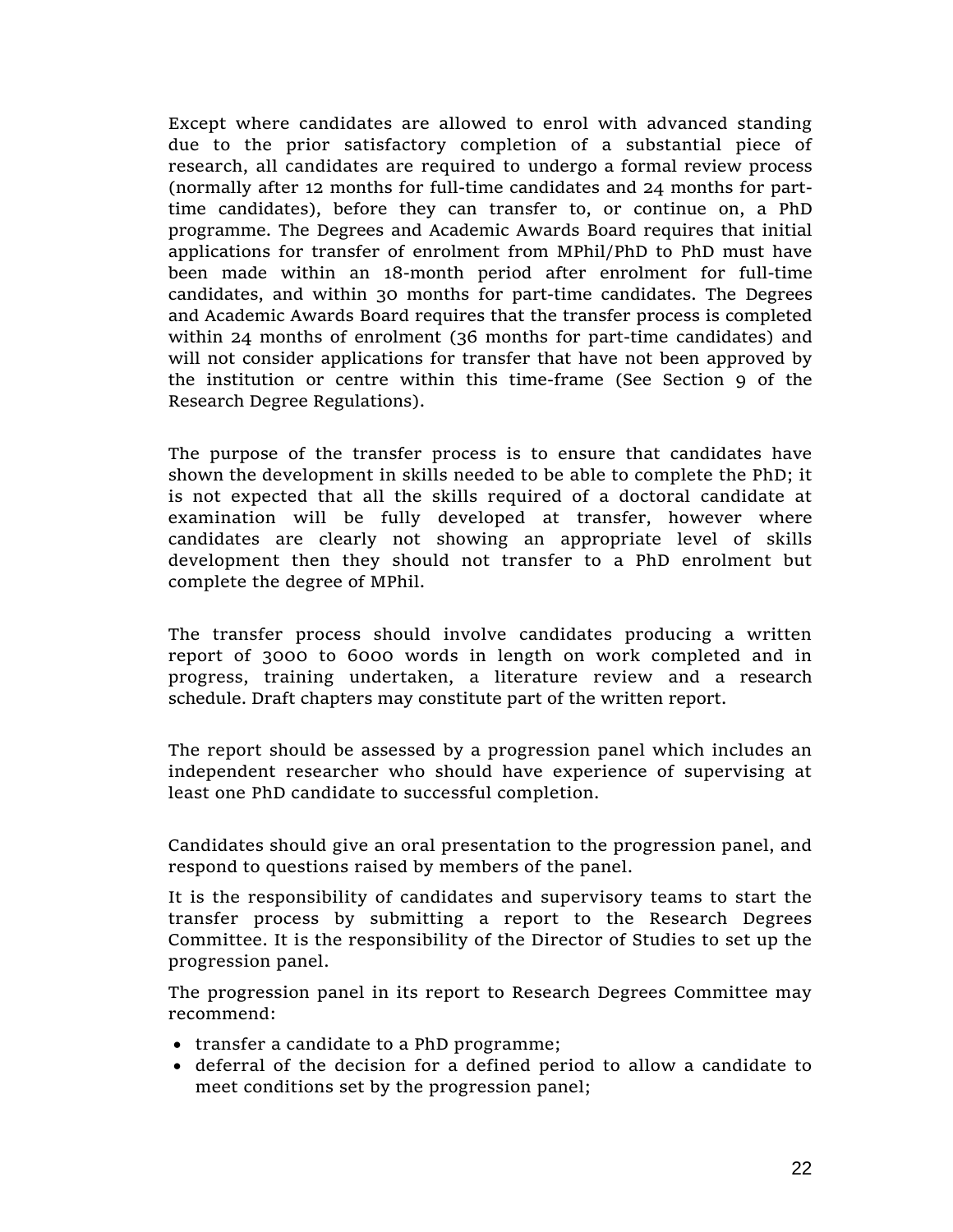Except where candidates are allowed to enrol with advanced standing due to the prior satisfactory completion of a substantial piece of research, all candidates are required to undergo a formal review process (normally after 12 months for full-time candidates and 24 months for part-time candidates), before they can transfer to, or continue on, a PhD programme. The Degrees and Academic Awards Board requires that initial applications for transfer of enrolment from MPhil/PhD to PhD must have been made within an 18-month period after enrolment for full-time candidates, and within 30 months for part-time candidates. The Degrees and Academic Awards Board requires that the transfer process is completed within 24 months of enrolment (36 months for part-time candidates) and will not consider applications for transfer that have not been approved by the institution or centre within this time-frame (See Section 9 of the Research Degree Regulations).

The purpose of the transfer process is to ensure that candidates have shown the development in skills needed to be able to complete the PhD; it is not expected that all the skills required of a doctoral candidate at examination will be fully developed at transfer, however where candidates are clearly not showing an appropriate level of skills development then they should not transfer to a PhD enrolment but complete the degree of MPhil.

The transfer process should involve candidates producing a written report of 3000 to 6000 words in length on work completed and in progress, training undertaken, a literature review and a research schedule. Draft chapters may constitute part of the written report.

The report should be assessed by a progression panel which includes an independent researcher who should have experience of supervising at least one PhD candidate to successful completion.

Candidates should give an oral presentation to the progression panel, and respond to questions raised by members of the panel.

It is the responsibility of candidates and supervisory teams to start the transfer process by submitting a report to the Research Degrees Committee. It is the responsibility of the Director of Studies to set up the progression panel.

The progression panel in its report to Research Degrees Committee may recommend:

- transfer a candidate to a PhD programme;
- deferral of the decision for a defined period to allow a candidate to meet conditions set by the progression panel;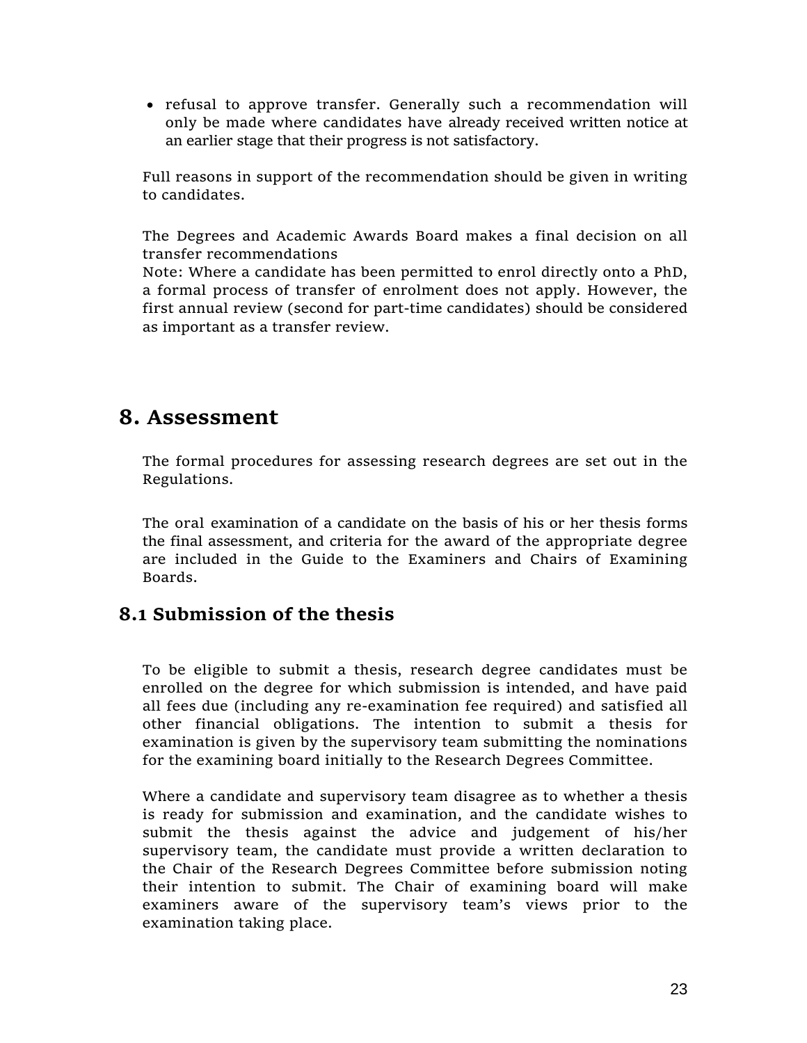- refusal to approve transfer. Generally such a recommendation will only be made where candidates have already received written notice at an earlier stage that their progress is not satisfactory.

Full reasons in support of the recommendation should be given in writing to candidates.

The Degrees and Academic Awards Board makes a final decision on all transfer recommendations
Note: Where a candidate has been permitted to enrol directly onto a PhD, a formal process of transfer of enrolment does not apply. However, the first annual review (second for part-time candidates) should be considered as important as a transfer review.

# 8. Assessment

The formal procedures for assessing research degrees are set out in the Regulations.

The oral examination of a candidate on the basis of his or her thesis forms the final assessment, and criteria for the award of the appropriate degree are included in the Guide to the Examiners and Chairs of Examining Boards.

## 8.1 Submission of the thesis

To be eligible to submit a thesis, research degree candidates must be enrolled on the degree for which submission is intended, and have paid all fees due (including any re-examination fee required) and satisfied all other financial obligations. The intention to submit a thesis for examination is given by the supervisory team submitting the nominations for the examining board initially to the Research Degrees Committee.

Where a candidate and supervisory team disagree as to whether a thesis is ready for submission and examination, and the candidate wishes to submit the thesis against the advice and judgement of his/her supervisory team, the candidate must provide a written declaration to the Chair of the Research Degrees Committee before submission noting their intention to submit. The Chair of examining board will make examiners aware of the supervisory team's views prior to the examination taking place.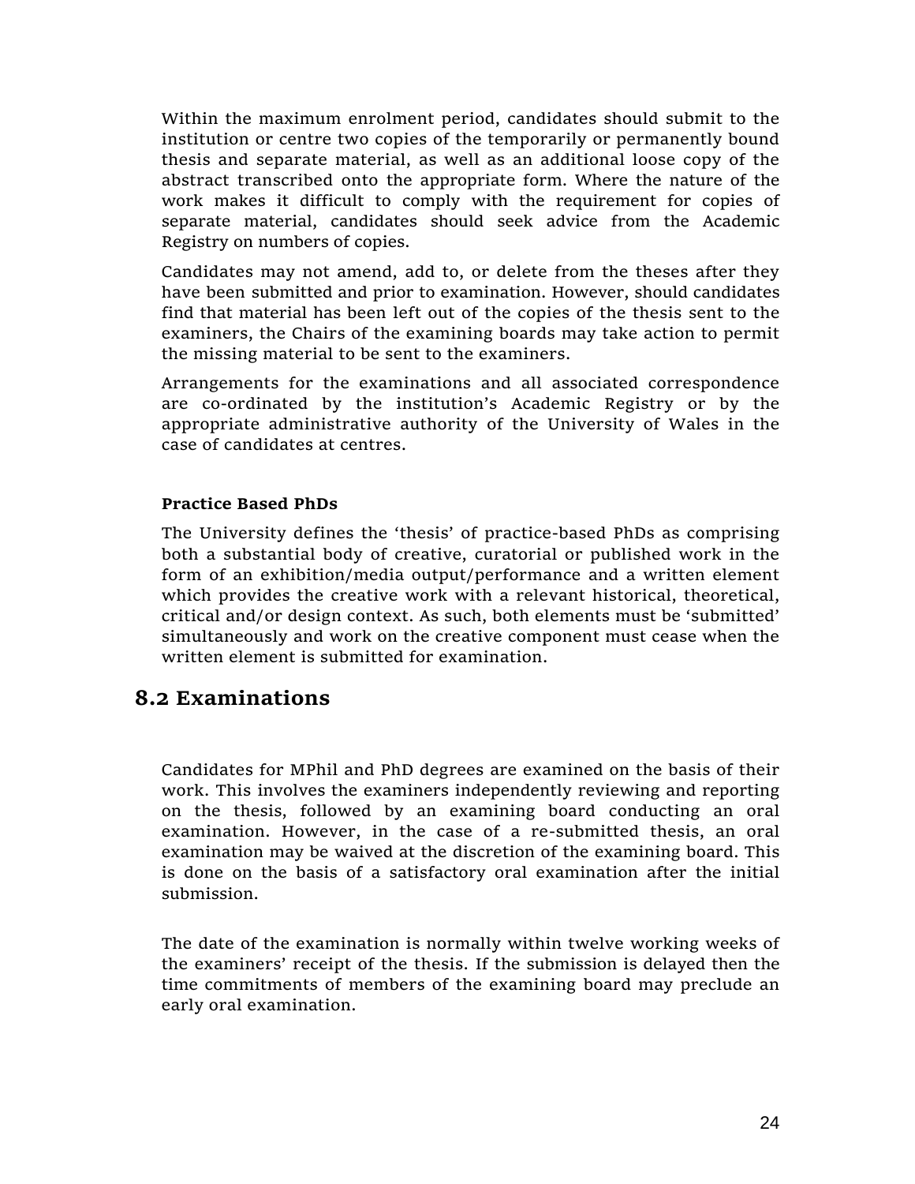Within the maximum enrolment period, candidates should submit to the institution or centre two copies of the temporarily or permanently bound thesis and separate material, as well as an additional loose copy of the abstract transcribed onto the appropriate form. Where the nature of the work makes it difficult to comply with the requirement for copies of separate material, candidates should seek advice from the Academic Registry on numbers of copies.

Candidates may not amend, add to, or delete from the theses after they have been submitted and prior to examination. However, should candidates find that material has been left out of the copies of the thesis sent to the examiners, the Chairs of the examining boards may take action to permit the missing material to be sent to the examiners.

Arrangements for the examinations and all associated correspondence are co-ordinated by the institution's Academic Registry or by the appropriate administrative authority of the University of Wales in the case of candidates at centres.

**Practice Based PhDs**

The University defines the 'thesis' of practice-based PhDs as comprising both a substantial body of creative, curatorial or published work in the form of an exhibition/media output/performance and a written element which provides the creative work with a relevant historical, theoretical, critical and/or design context. As such, both elements must be 'submitted' simultaneously and work on the creative component must cease when the written element is submitted for examination.

## 8.2 Examinations

Candidates for MPhil and PhD degrees are examined on the basis of their work. This involves the examiners independently reviewing and reporting on the thesis, followed by an examining board conducting an oral examination. However, in the case of a re-submitted thesis, an oral examination may be waived at the discretion of the examining board. This is done on the basis of a satisfactory oral examination after the initial submission.

The date of the examination is normally within twelve working weeks of the examiners' receipt of the thesis. If the submission is delayed then the time commitments of members of the examining board may preclude an early oral examination.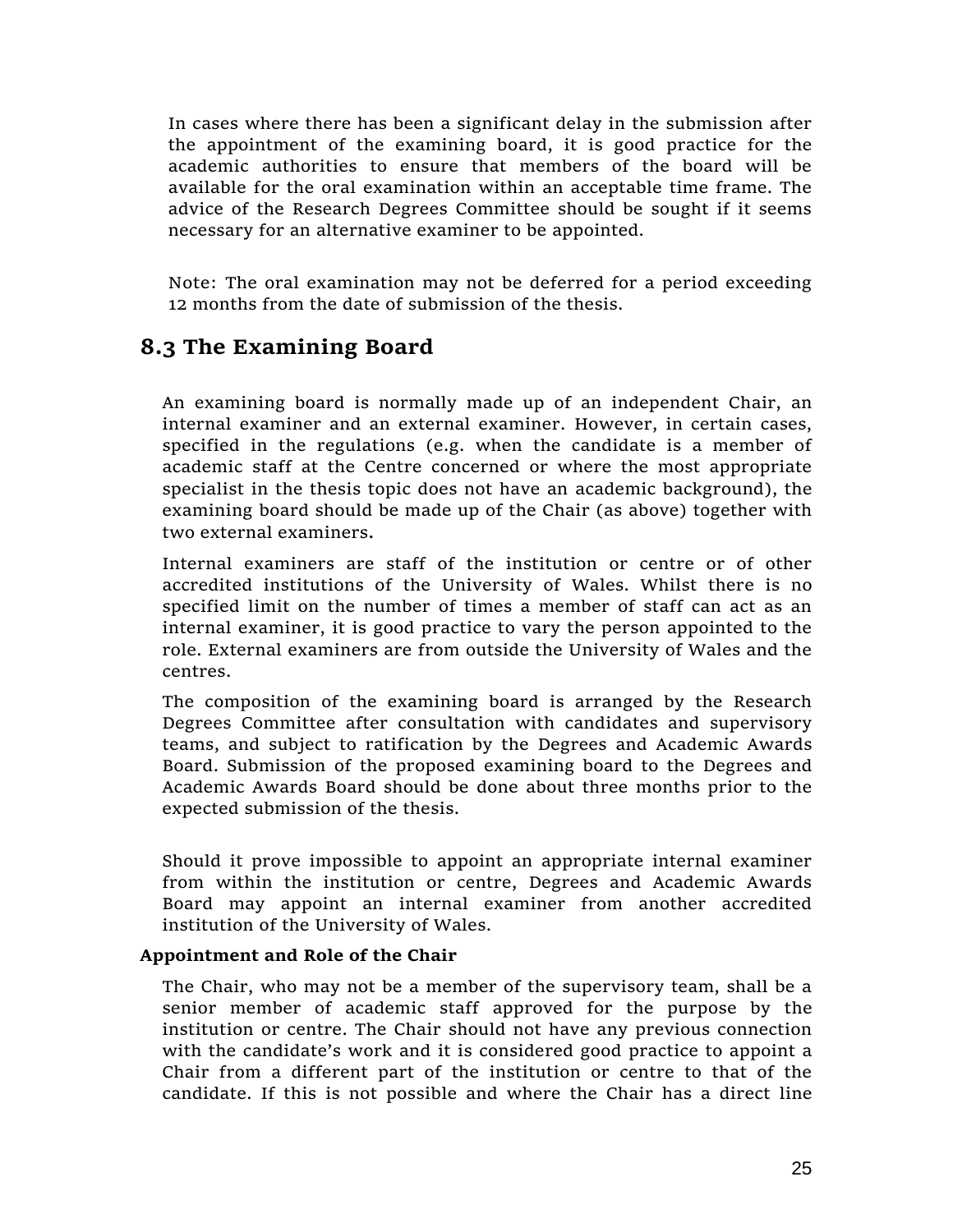In cases where there has been a significant delay in the submission after the appointment of the examining board, it is good practice for the academic authorities to ensure that members of the board will be available for the oral examination within an acceptable time frame. The advice of the Research Degrees Committee should be sought if it seems necessary for an alternative examiner to be appointed.

Note: The oral examination may not be deferred for a period exceeding 12 months from the date of submission of the thesis.

## 8.3 The Examining Board

An examining board is normally made up of an independent Chair, an internal examiner and an external examiner. However, in certain cases, specified in the regulations (e.g. when the candidate is a member of academic staff at the Centre concerned or where the most appropriate specialist in the thesis topic does not have an academic background), the examining board should be made up of the Chair (as above) together with two external examiners.

Internal examiners are staff of the institution or centre or of other accredited institutions of the University of Wales. Whilst there is no specified limit on the number of times a member of staff can act as an internal examiner, it is good practice to vary the person appointed to the role. External examiners are from outside the University of Wales and the centres.

The composition of the examining board is arranged by the Research Degrees Committee after consultation with candidates and supervisory teams, and subject to ratification by the Degrees and Academic Awards Board. Submission of the proposed examining board to the Degrees and Academic Awards Board should be done about three months prior to the expected submission of the thesis.

Should it prove impossible to appoint an appropriate internal examiner from within the institution or centre, Degrees and Academic Awards Board may appoint an internal examiner from another accredited institution of the University of Wales.

**Appointment and Role of the Chair**

The Chair, who may not be a member of the supervisory team, shall be a senior member of academic staff approved for the purpose by the institution or centre. The Chair should not have any previous connection with the candidate's work and it is considered good practice to appoint a Chair from a different part of the institution or centre to that of the candidate. If this is not possible and where the Chair has a direct line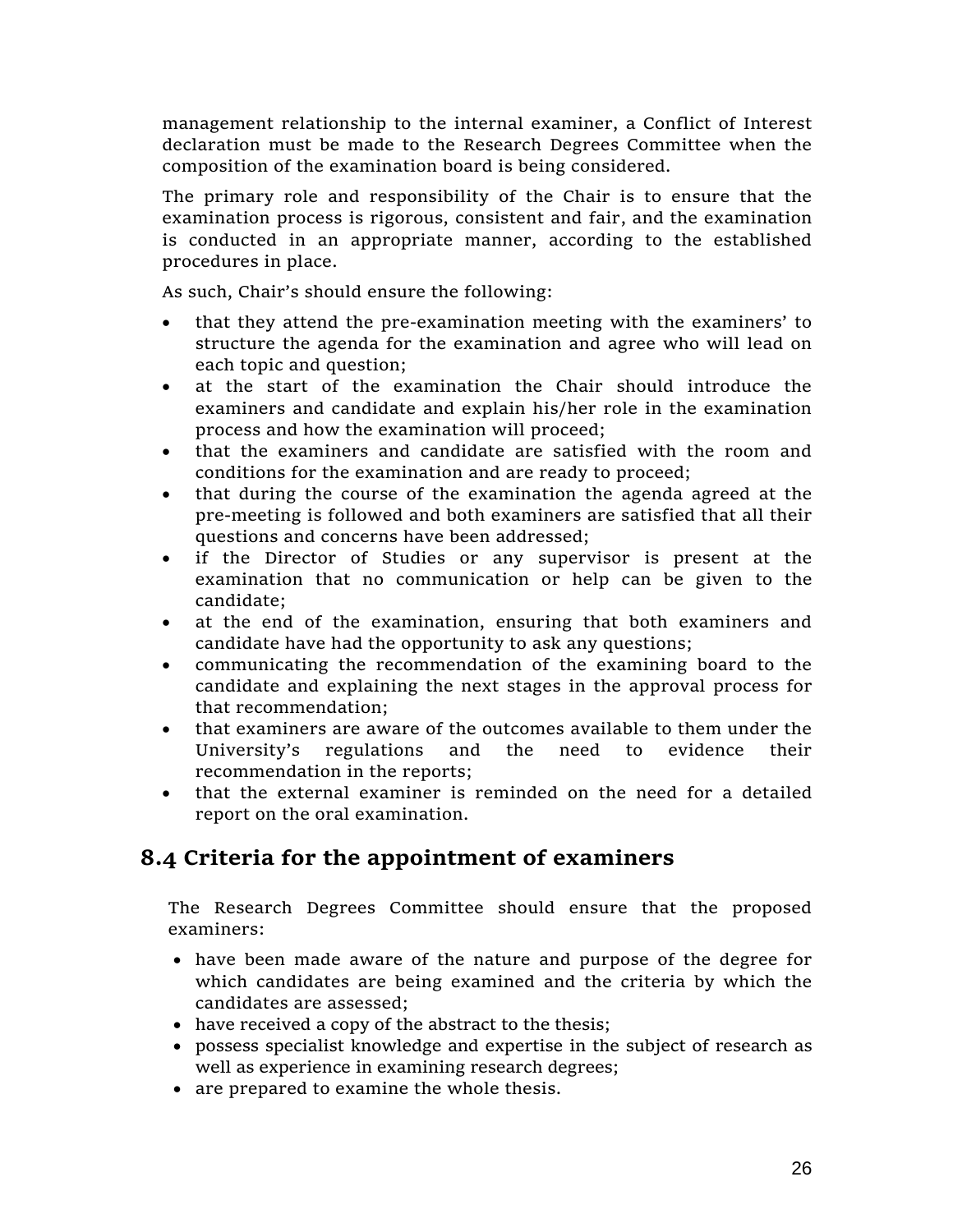management relationship to the internal examiner, a Conflict of Interest declaration must be made to the Research Degrees Committee when the composition of the examination board is being considered.

The primary role and responsibility of the Chair is to ensure that the examination process is rigorous, consistent and fair, and the examination is conducted in an appropriate manner, according to the established procedures in place.

As such, Chair's should ensure the following:

- that they attend the pre-examination meeting with the examiners' to structure the agenda for the examination and agree who will lead on each topic and question;
- at the start of the examination the Chair should introduce the examiners and candidate and explain his/her role in the examination process and how the examination will proceed;
- that the examiners and candidate are satisfied with the room and conditions for the examination and are ready to proceed;
- that during the course of the examination the agenda agreed at the pre-meeting is followed and both examiners are satisfied that all their questions and concerns have been addressed;
- if the Director of Studies or any supervisor is present at the examination that no communication or help can be given to the candidate;
- at the end of the examination, ensuring that both examiners and candidate have had the opportunity to ask any questions;
- communicating the recommendation of the examining board to the candidate and explaining the next stages in the approval process for that recommendation;
- that examiners are aware of the outcomes available to them under the University's regulations and the need to evidence their recommendation in the reports;
- that the external examiner is reminded on the need for a detailed report on the oral examination.

## 8.4 Criteria for the appointment of examiners

The Research Degrees Committee should ensure that the proposed examiners:

- have been made aware of the nature and purpose of the degree for which candidates are being examined and the criteria by which the candidates are assessed;
- have received a copy of the abstract to the thesis;
- possess specialist knowledge and expertise in the subject of research as well as experience in examining research degrees;
- are prepared to examine the whole thesis.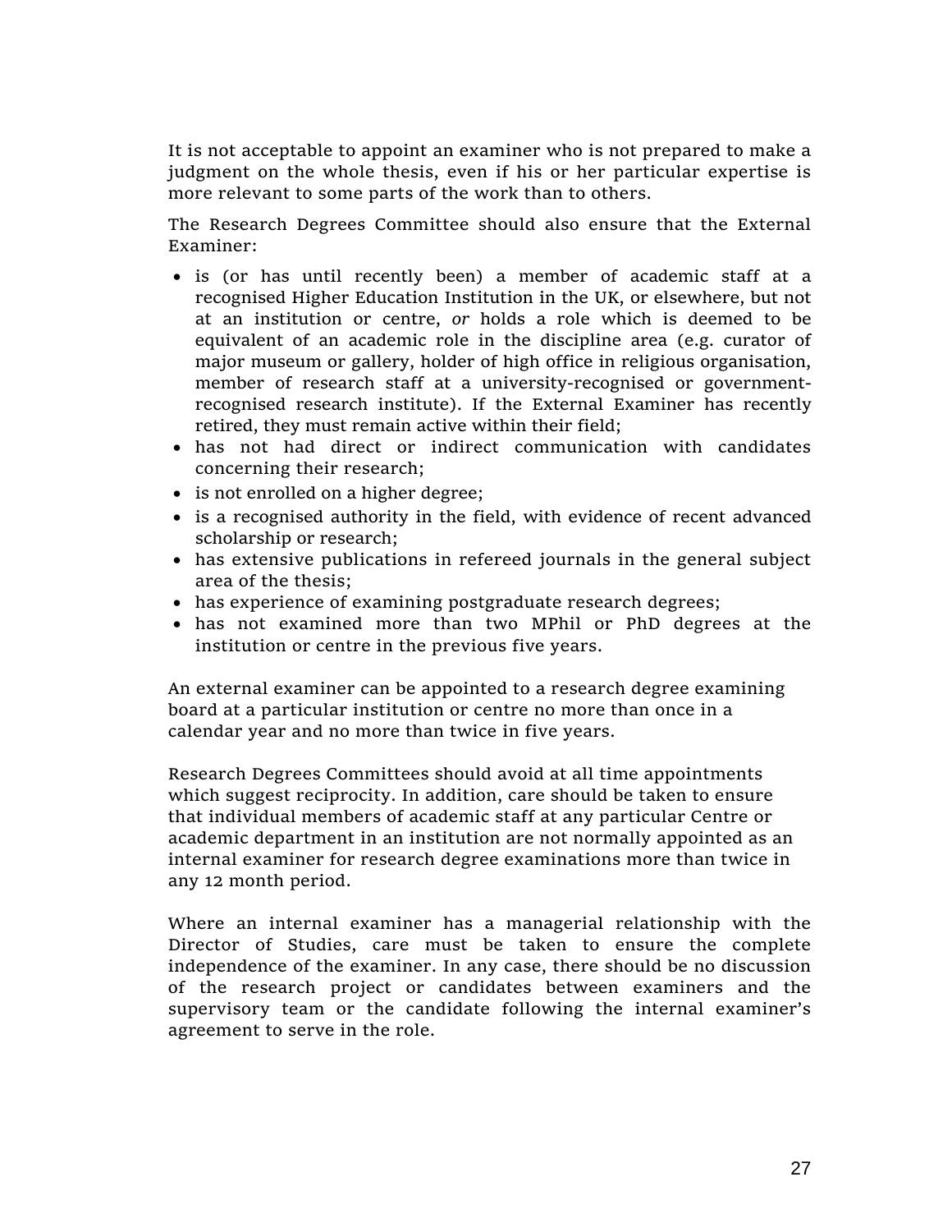It is not acceptable to appoint an examiner who is not prepared to make a judgment on the whole thesis, even if his or her particular expertise is more relevant to some parts of the work than to others.

The Research Degrees Committee should also ensure that the External Examiner:

- is (or has until recently been) a member of academic staff at a recognised Higher Education Institution in the UK, or elsewhere, but not at an institution or centre, *or* holds a role which is deemed to be equivalent of an academic role in the discipline area (e.g. curator of major museum or gallery, holder of high office in religious organisation, member of research staff at a university-recognised or government-recognised research institute). If the External Examiner has recently retired, they must remain active within their field;
- has not had direct or indirect communication with candidates concerning their research;
- is not enrolled on a higher degree;
- is a recognised authority in the field, with evidence of recent advanced scholarship or research;
- has extensive publications in refereed journals in the general subject area of the thesis;
- has experience of examining postgraduate research degrees;
- has not examined more than two MPhil or PhD degrees at the institution or centre in the previous five years.

An external examiner can be appointed to a research degree examining board at a particular institution or centre no more than once in a calendar year and no more than twice in five years.

Research Degrees Committees should avoid at all time appointments which suggest reciprocity. In addition, care should be taken to ensure that individual members of academic staff at any particular Centre or academic department in an institution are not normally appointed as an internal examiner for research degree examinations more than twice in any 12 month period.

Where an internal examiner has a managerial relationship with the Director of Studies, care must be taken to ensure the complete independence of the examiner. In any case, there should be no discussion of the research project or candidates between examiners and the supervisory team or the candidate following the internal examiner's agreement to serve in the role.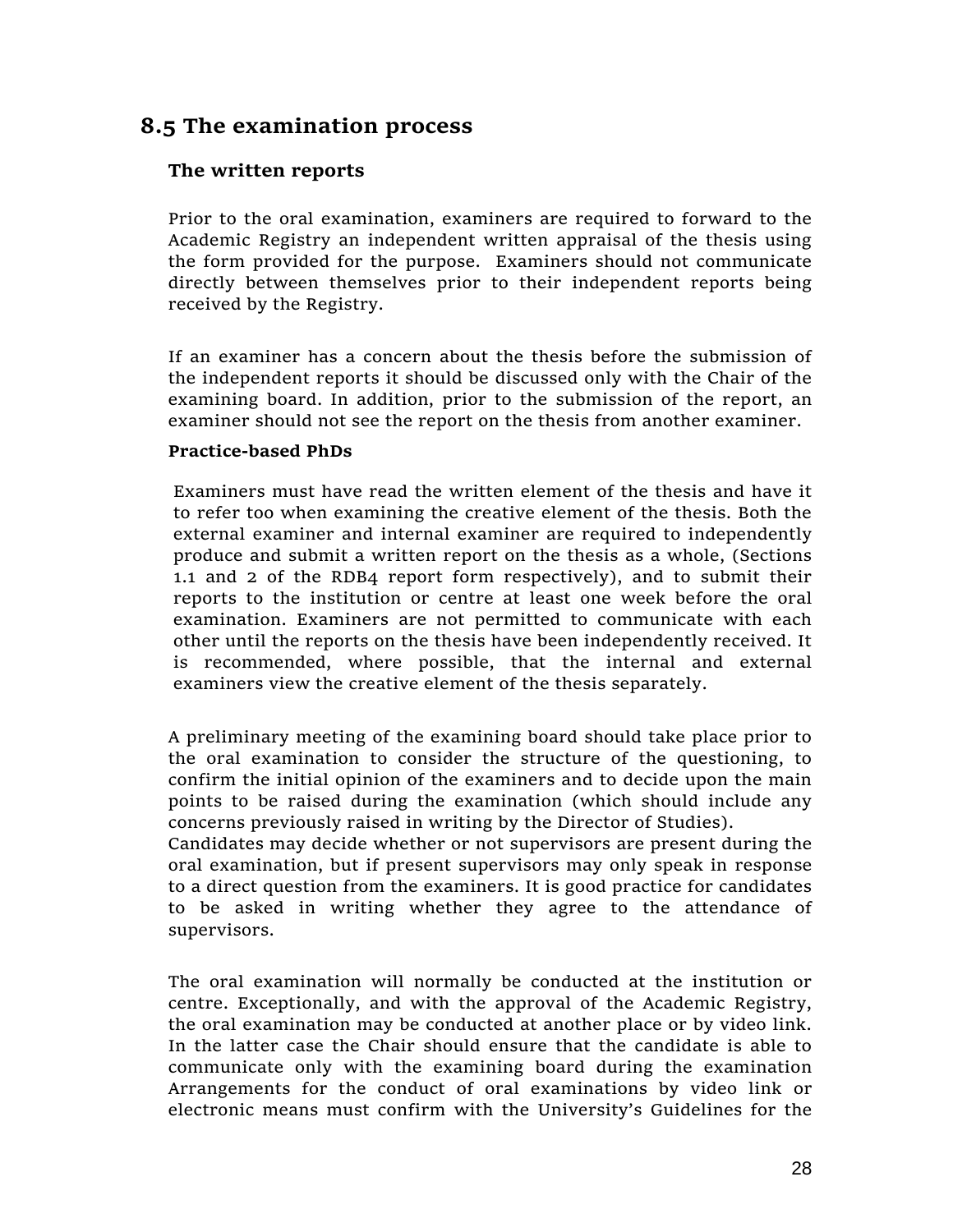## 8.5 The examination process

### The written reports

Prior to the oral examination, examiners are required to forward to the Academic Registry an independent written appraisal of the thesis using the form provided for the purpose. Examiners should not communicate directly between themselves prior to their independent reports being received by the Registry.

If an examiner has a concern about the thesis before the submission of the independent reports it should be discussed only with the Chair of the examining board. In addition, prior to the submission of the report, an examiner should not see the report on the thesis from another examiner.

**Practice-based PhDs**

Examiners must have read the written element of the thesis and have it to refer too when examining the creative element of the thesis. Both the external examiner and internal examiner are required to independently produce and submit a written report on the thesis as a whole, (Sections 1.1 and 2 of the RDB4 report form respectively), and to submit their reports to the institution or centre at least one week before the oral examination. Examiners are not permitted to communicate with each other until the reports on the thesis have been independently received. It is recommended, where possible, that the internal and external examiners view the creative element of the thesis separately.

A preliminary meeting of the examining board should take place prior to the oral examination to consider the structure of the questioning, to confirm the initial opinion of the examiners and to decide upon the main points to be raised during the examination (which should include any concerns previously raised in writing by the Director of Studies).
Candidates may decide whether or not supervisors are present during the oral examination, but if present supervisors may only speak in response to a direct question from the examiners. It is good practice for candidates to be asked in writing whether they agree to the attendance of supervisors.

The oral examination will normally be conducted at the institution or centre. Exceptionally, and with the approval of the Academic Registry, the oral examination may be conducted at another place or by video link. In the latter case the Chair should ensure that the candidate is able to communicate only with the examining board during the examination Arrangements for the conduct of oral examinations by video link or electronic means must confirm with the University's Guidelines for the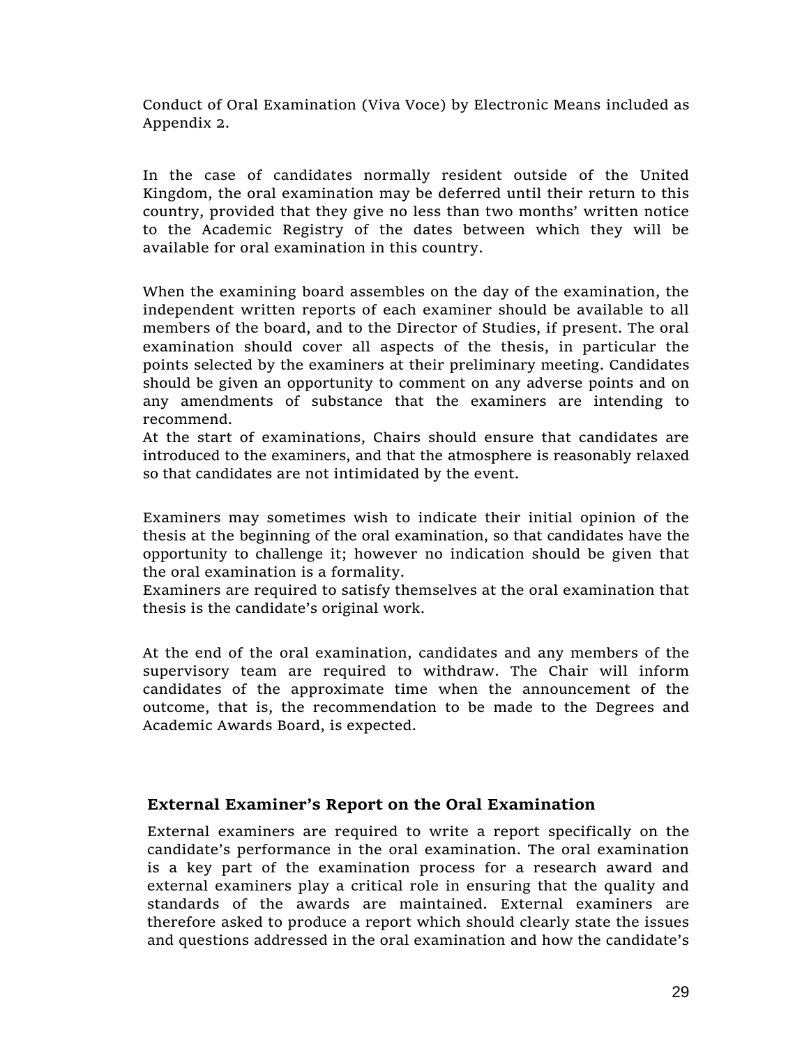Conduct of Oral Examination (Viva Voce) by Electronic Means included as Appendix 2.

In the case of candidates normally resident outside of the United Kingdom, the oral examination may be deferred until their return to this country, provided that they give no less than two months' written notice to the Academic Registry of the dates between which they will be available for oral examination in this country.

When the examining board assembles on the day of the examination, the independent written reports of each examiner should be available to all members of the board, and to the Director of Studies, if present. The oral examination should cover all aspects of the thesis, in particular the points selected by the examiners at their preliminary meeting. Candidates should be given an opportunity to comment on any adverse points and on any amendments of substance that the examiners are intending to recommend.
At the start of examinations, Chairs should ensure that candidates are introduced to the examiners, and that the atmosphere is reasonably relaxed so that candidates are not intimidated by the event.

Examiners may sometimes wish to indicate their initial opinion of the thesis at the beginning of the oral examination, so that candidates have the opportunity to challenge it; however no indication should be given that the oral examination is a formality.
Examiners are required to satisfy themselves at the oral examination that thesis is the candidate's original work.

At the end of the oral examination, candidates and any members of the supervisory team are required to withdraw. The Chair will inform candidates of the approximate time when the announcement of the outcome, that is, the recommendation to be made to the Degrees and Academic Awards Board, is expected.

### External Examiner's Report on the Oral Examination

External examiners are required to write a report specifically on the candidate's performance in the oral examination. The oral examination is a key part of the examination process for a research award and external examiners play a critical role in ensuring that the quality and standards of the awards are maintained. External examiners are therefore asked to produce a report which should clearly state the issues and questions addressed in the oral examination and how the candidate's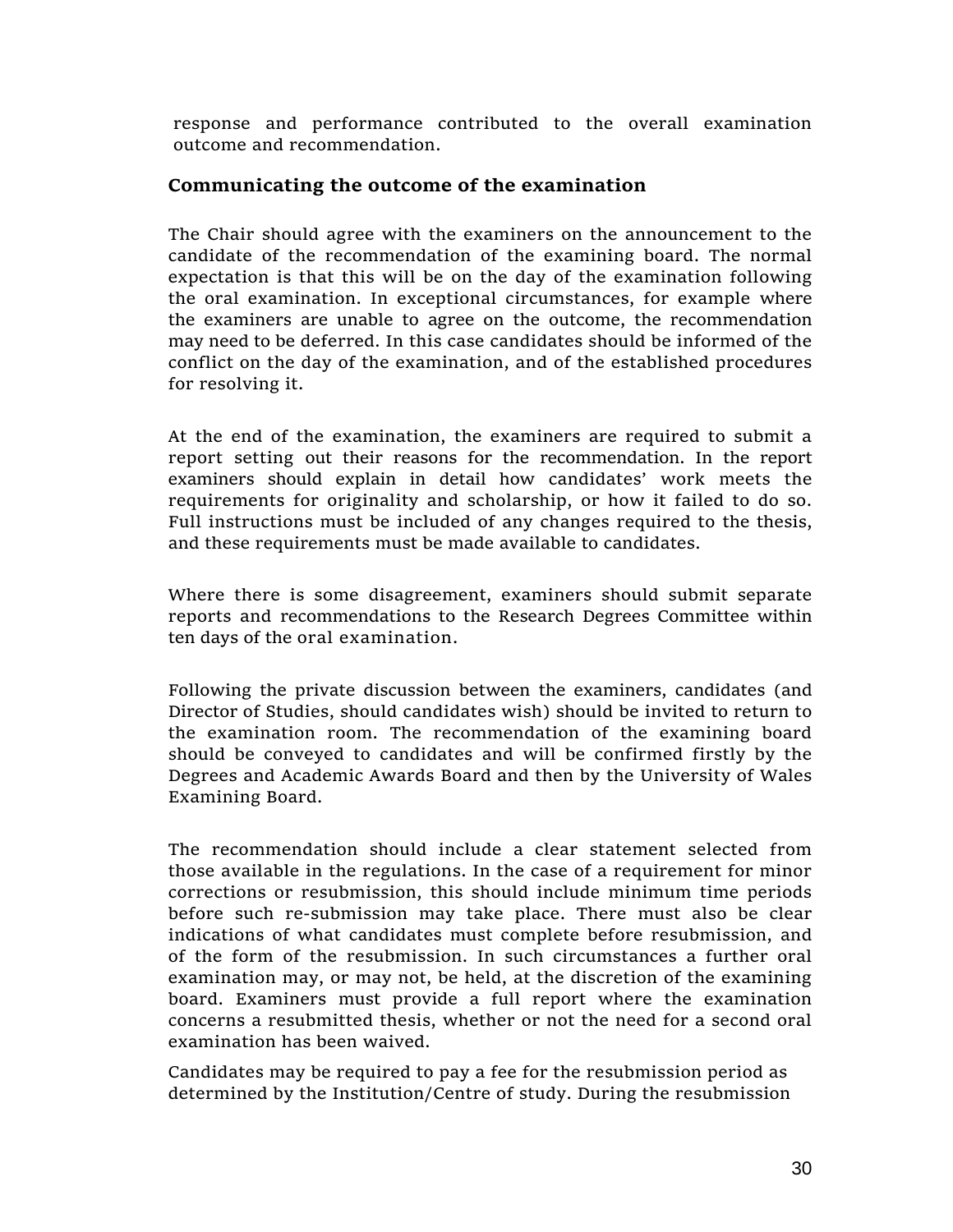response and performance contributed to the overall examination outcome and recommendation.

## Communicating the outcome of the examination

The Chair should agree with the examiners on the announcement to the candidate of the recommendation of the examining board. The normal expectation is that this will be on the day of the examination following the oral examination. In exceptional circumstances, for example where the examiners are unable to agree on the outcome, the recommendation may need to be deferred. In this case candidates should be informed of the conflict on the day of the examination, and of the established procedures for resolving it.

At the end of the examination, the examiners are required to submit a report setting out their reasons for the recommendation. In the report examiners should explain in detail how candidates' work meets the requirements for originality and scholarship, or how it failed to do so. Full instructions must be included of any changes required to the thesis, and these requirements must be made available to candidates.

Where there is some disagreement, examiners should submit separate reports and recommendations to the Research Degrees Committee within ten days of the oral examination.

Following the private discussion between the examiners, candidates (and Director of Studies, should candidates wish) should be invited to return to the examination room. The recommendation of the examining board should be conveyed to candidates and will be confirmed firstly by the Degrees and Academic Awards Board and then by the University of Wales Examining Board.

The recommendation should include a clear statement selected from those available in the regulations. In the case of a requirement for minor corrections or resubmission, this should include minimum time periods before such re-submission may take place. There must also be clear indications of what candidates must complete before resubmission, and of the form of the resubmission. In such circumstances a further oral examination may, or may not, be held, at the discretion of the examining board. Examiners must provide a full report where the examination concerns a resubmitted thesis, whether or not the need for a second oral examination has been waived.

Candidates may be required to pay a fee for the resubmission period as determined by the Institution/Centre of study. During the resubmission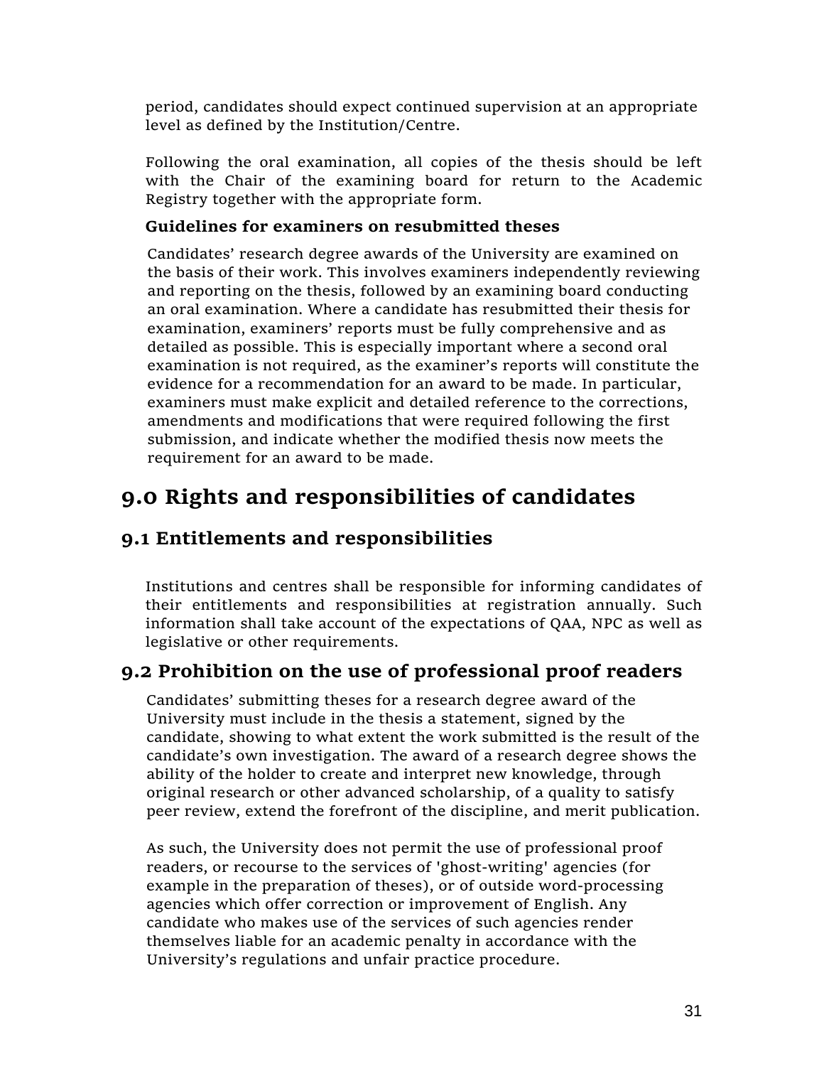period, candidates should expect continued supervision at an appropriate level as defined by the Institution/Centre.

Following the oral examination, all copies of the thesis should be left with the Chair of the examining board for return to the Academic Registry together with the appropriate form.

**Guidelines for examiners on resubmitted theses**

Candidates' research degree awards of the University are examined on the basis of their work. This involves examiners independently reviewing and reporting on the thesis, followed by an examining board conducting an oral examination. Where a candidate has resubmitted their thesis for examination, examiners' reports must be fully comprehensive and as detailed as possible. This is especially important where a second oral examination is not required, as the examiner's reports will constitute the evidence for a recommendation for an award to be made. In particular, examiners must make explicit and detailed reference to the corrections, amendments and modifications that were required following the first submission, and indicate whether the modified thesis now meets the requirement for an award to be made.

# 9.0 Rights and responsibilities of candidates

## 9.1 Entitlements and responsibilities

Institutions and centres shall be responsible for informing candidates of their entitlements and responsibilities at registration annually. Such information shall take account of the expectations of QAA, NPC as well as legislative or other requirements.

## 9.2 Prohibition on the use of professional proof readers

Candidates' submitting theses for a research degree award of the University must include in the thesis a statement, signed by the candidate, showing to what extent the work submitted is the result of the candidate's own investigation. The award of a research degree shows the ability of the holder to create and interpret new knowledge, through original research or other advanced scholarship, of a quality to satisfy peer review, extend the forefront of the discipline, and merit publication.

As such, the University does not permit the use of professional proof readers, or recourse to the services of 'ghost-writing' agencies (for example in the preparation of theses), or of outside word-processing agencies which offer correction or improvement of English. Any candidate who makes use of the services of such agencies render themselves liable for an academic penalty in accordance with the University's regulations and unfair practice procedure.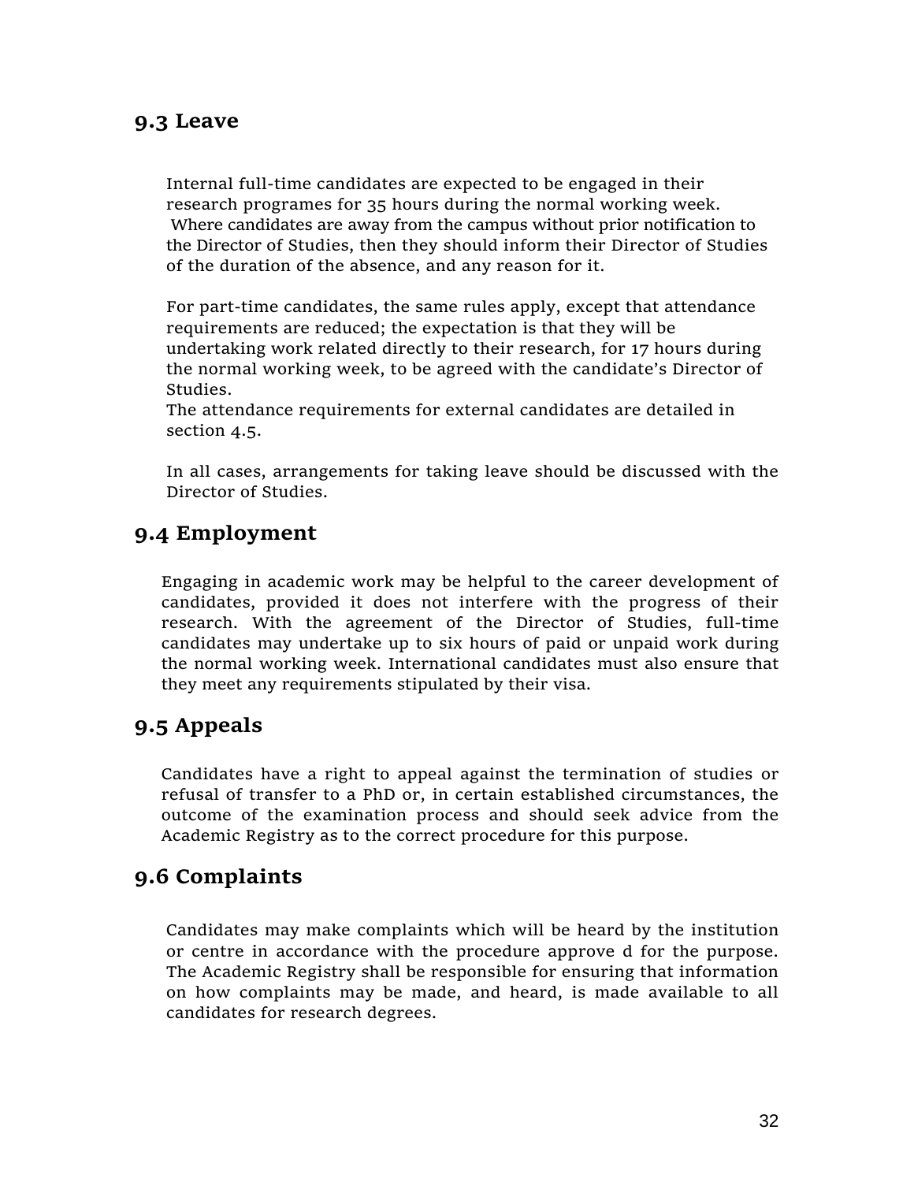## 9.3 Leave

Internal full-time candidates are expected to be engaged in their research programes for 35 hours during the normal working week. Where candidates are away from the campus without prior notification to the Director of Studies, then they should inform their Director of Studies of the duration of the absence, and any reason for it.

For part-time candidates, the same rules apply, except that attendance requirements are reduced; the expectation is that they will be undertaking work related directly to their research, for 17 hours during the normal working week, to be agreed with the candidate's Director of Studies.
The attendance requirements for external candidates are detailed in section 4.5.

In all cases, arrangements for taking leave should be discussed with the Director of Studies.

## 9.4 Employment

Engaging in academic work may be helpful to the career development of candidates, provided it does not interfere with the progress of their research. With the agreement of the Director of Studies, full-time candidates may undertake up to six hours of paid or unpaid work during the normal working week. International candidates must also ensure that they meet any requirements stipulated by their visa.

## 9.5 Appeals

Candidates have a right to appeal against the termination of studies or refusal of transfer to a PhD or, in certain established circumstances, the outcome of the examination process and should seek advice from the Academic Registry as to the correct procedure for this purpose.

## 9.6 Complaints

Candidates may make complaints which will be heard by the institution or centre in accordance with the procedure approve d for the purpose. The Academic Registry shall be responsible for ensuring that information on how complaints may be made, and heard, is made available to all candidates for research degrees.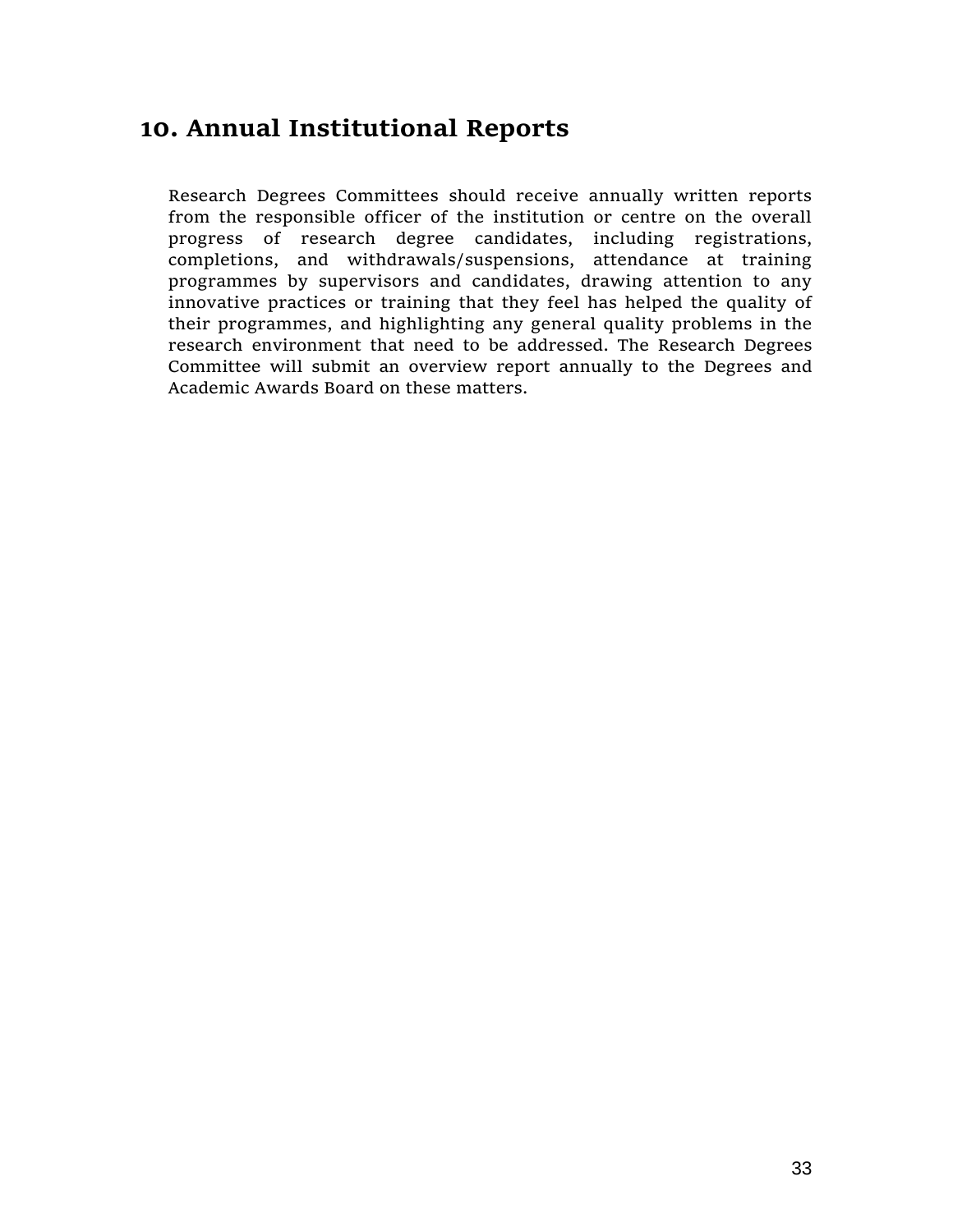## 10. Annual Institutional Reports

Research Degrees Committees should receive annually written reports from the responsible officer of the institution or centre on the overall progress of research degree candidates, including registrations, completions, and withdrawals/suspensions, attendance at training programmes by supervisors and candidates, drawing attention to any innovative practices or training that they feel has helped the quality of their programmes, and highlighting any general quality problems in the research environment that need to be addressed. The Research Degrees Committee will submit an overview report annually to the Degrees and Academic Awards Board on these matters.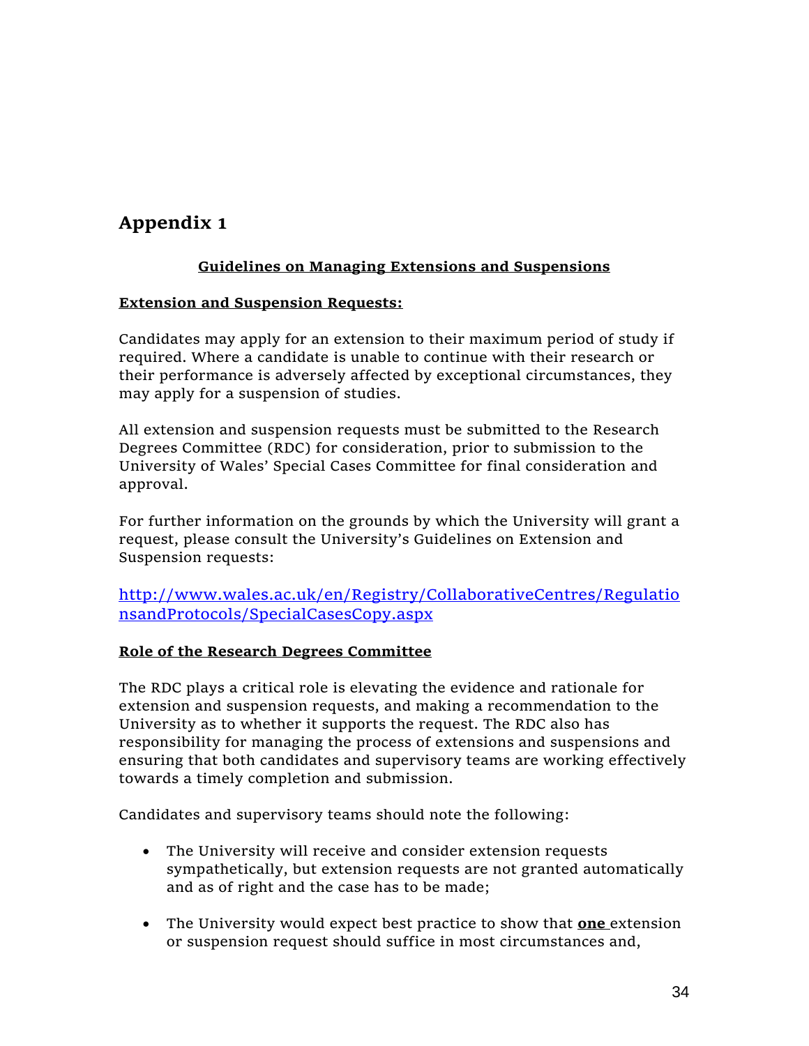# Appendix 1

**Guidelines on Managing Extensions and Suspensions**

**Extension and Suspension Requests:**

Candidates may apply for an extension to their maximum period of study if required. Where a candidate is unable to continue with their research or their performance is adversely affected by exceptional circumstances, they may apply for a suspension of studies.

All extension and suspension requests must be submitted to the Research Degrees Committee (RDC) for consideration, prior to submission to the University of Wales' Special Cases Committee for final consideration and approval.

For further information on the grounds by which the University will grant a request, please consult the University's Guidelines on Extension and Suspension requests:

http://www.wales.ac.uk/en/Registry/CollaborativeCentres/RegulationsandProtocols/SpecialCasesCopy.aspx

**Role of the Research Degrees Committee**

The RDC plays a critical role is elevating the evidence and rationale for extension and suspension requests, and making a recommendation to the University as to whether it supports the request. The RDC also has responsibility for managing the process of extensions and suspensions and ensuring that both candidates and supervisory teams are working effectively towards a timely completion and submission.

Candidates and supervisory teams should note the following:

- The University will receive and consider extension requests sympathetically, but extension requests are not granted automatically and as of right and the case has to be made;
- The University would expect best practice to show that **one** extension or suspension request should suffice in most circumstances and,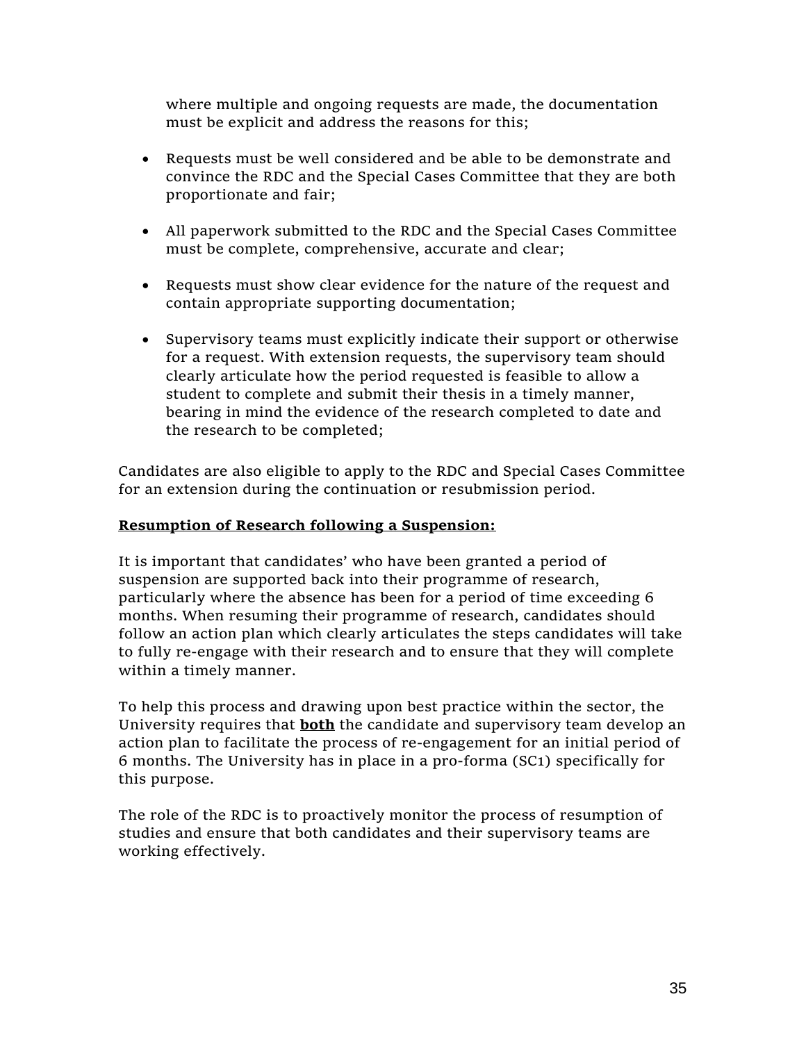where multiple and ongoing requests are made, the documentation must be explicit and address the reasons for this;

- Requests must be well considered and be able to be demonstrate and convince the RDC and the Special Cases Committee that they are both proportionate and fair;
- All paperwork submitted to the RDC and the Special Cases Committee must be complete, comprehensive, accurate and clear;
- Requests must show clear evidence for the nature of the request and contain appropriate supporting documentation;
- Supervisory teams must explicitly indicate their support or otherwise for a request. With extension requests, the supervisory team should clearly articulate how the period requested is feasible to allow a student to complete and submit their thesis in a timely manner, bearing in mind the evidence of the research completed to date and the research to be completed;

Candidates are also eligible to apply to the RDC and Special Cases Committee for an extension during the continuation or resubmission period.

**Resumption of Research following a Suspension:**

It is important that candidates' who have been granted a period of suspension are supported back into their programme of research, particularly where the absence has been for a period of time exceeding 6 months. When resuming their programme of research, candidates should follow an action plan which clearly articulates the steps candidates will take to fully re-engage with their research and to ensure that they will complete within a timely manner.

To help this process and drawing upon best practice within the sector, the University requires that **both** the candidate and supervisory team develop an action plan to facilitate the process of re-engagement for an initial period of 6 months. The University has in place in a pro-forma (SC1) specifically for this purpose.

The role of the RDC is to proactively monitor the process of resumption of studies and ensure that both candidates and their supervisory teams are working effectively.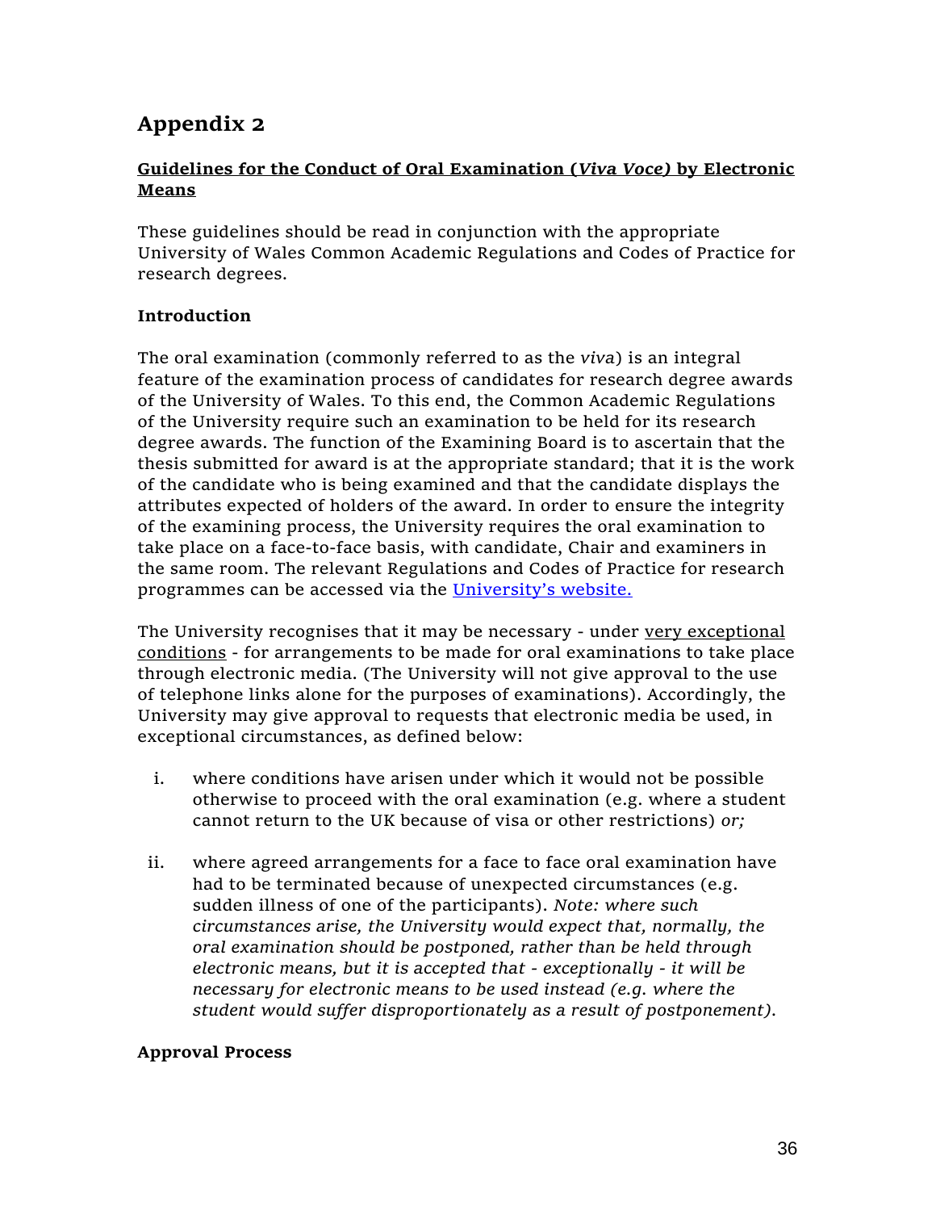# Appendix 2

**<u>Guidelines for the Conduct of Oral Examination (*Viva Voce*) by Electronic Means</u>**

These guidelines should be read in conjunction with the appropriate University of Wales Common Academic Regulations and Codes of Practice for research degrees.

**Introduction**

The oral examination (commonly referred to as the *viva*) is an integral feature of the examination process of candidates for research degree awards of the University of Wales. To this end, the Common Academic Regulations of the University require such an examination to be held for its research degree awards. The function of the Examining Board is to ascertain that the thesis submitted for award is at the appropriate standard; that it is the work of the candidate who is being examined and that the candidate displays the attributes expected of holders of the award. In order to ensure the integrity of the examining process, the University requires the oral examination to take place on a face-to-face basis, with candidate, Chair and examiners in the same room. The relevant Regulations and Codes of Practice for research programmes can be accessed via the University's website.

The University recognises that it may be necessary - under <u>very exceptional conditions</u> - for arrangements to be made for oral examinations to take place through electronic media. (The University will not give approval to the use of telephone links alone for the purposes of examinations). Accordingly, the University may give approval to requests that electronic media be used, in exceptional circumstances, as defined below:

i. where conditions have arisen under which it would not be possible otherwise to proceed with the oral examination (e.g. where a student cannot return to the UK because of visa or other restrictions) *or;*

ii. where agreed arrangements for a face to face oral examination have had to be terminated because of unexpected circumstances (e.g. sudden illness of one of the participants). *Note: where such circumstances arise, the University would expect that, normally, the oral examination should be postponed, rather than be held through electronic means, but it is accepted that - exceptionally - it will be necessary for electronic means to be used instead (e.g. where the student would suffer disproportionately as a result of postponement).*

**Approval Process**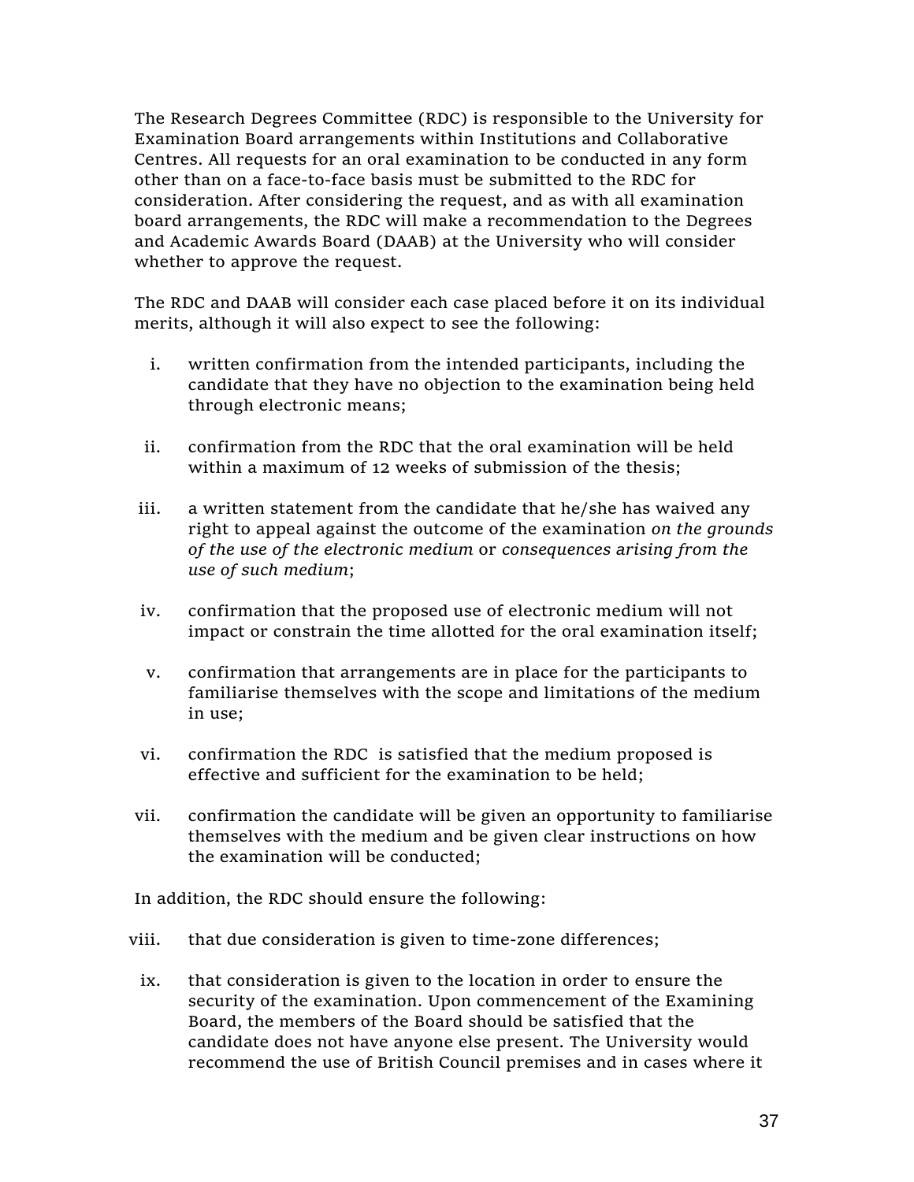The Research Degrees Committee (RDC) is responsible to the University for Examination Board arrangements within Institutions and Collaborative Centres. All requests for an oral examination to be conducted in any form other than on a face-to-face basis must be submitted to the RDC for consideration. After considering the request, and as with all examination board arrangements, the RDC will make a recommendation to the Degrees and Academic Awards Board (DAAB) at the University who will consider whether to approve the request.

The RDC and DAAB will consider each case placed before it on its individual merits, although it will also expect to see the following:

i. written confirmation from the intended participants, including the candidate that they have no objection to the examination being held through electronic means;

ii. confirmation from the RDC that the oral examination will be held within a maximum of 12 weeks of submission of the thesis;

iii. a written statement from the candidate that he/she has waived any right to appeal against the outcome of the examination *on the grounds of the use of the electronic medium* or *consequences arising from the use of such medium*;

iv. confirmation that the proposed use of electronic medium will not impact or constrain the time allotted for the oral examination itself;

v. confirmation that arrangements are in place for the participants to familiarise themselves with the scope and limitations of the medium in use;

vi. confirmation the RDC is satisfied that the medium proposed is effective and sufficient for the examination to be held;

vii. confirmation the candidate will be given an opportunity to familiarise themselves with the medium and be given clear instructions on how the examination will be conducted;

In addition, the RDC should ensure the following:

viii. that due consideration is given to time-zone differences;

ix. that consideration is given to the location in order to ensure the security of the examination. Upon commencement of the Examining Board, the members of the Board should be satisfied that the candidate does not have anyone else present. The University would recommend the use of British Council premises and in cases where it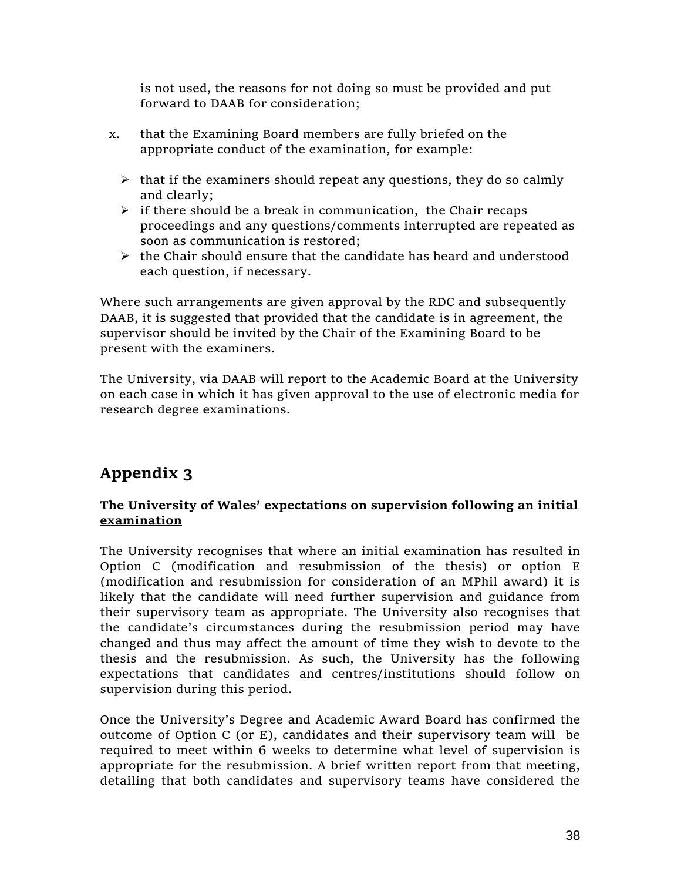is not used, the reasons for not doing so must be provided and put forward to DAAB for consideration;

x. that the Examining Board members are fully briefed on the appropriate conduct of the examination, for example:

   - that if the examiners should repeat any questions, they do so calmly and clearly;
   - if there should be a break in communication, the Chair recaps proceedings and any questions/comments interrupted are repeated as soon as communication is restored;
   - the Chair should ensure that the candidate has heard and understood each question, if necessary.

Where such arrangements are given approval by the RDC and subsequently DAAB, it is suggested that provided that the candidate is in agreement, the supervisor should be invited by the Chair of the Examining Board to be present with the examiners.

The University, via DAAB will report to the Academic Board at the University on each case in which it has given approval to the use of electronic media for research degree examinations.

## Appendix 3

**The University of Wales' expectations on supervision following an initial examination**

The University recognises that where an initial examination has resulted in Option C (modification and resubmission of the thesis) or option E (modification and resubmission for consideration of an MPhil award) it is likely that the candidate will need further supervision and guidance from their supervisory team as appropriate. The University also recognises that the candidate's circumstances during the resubmission period may have changed and thus may affect the amount of time they wish to devote to the thesis and the resubmission. As such, the University has the following expectations that candidates and centres/institutions should follow on supervision during this period.

Once the University's Degree and Academic Award Board has confirmed the outcome of Option C (or E), candidates and their supervisory team will be required to meet within 6 weeks to determine what level of supervision is appropriate for the resubmission. A brief written report from that meeting, detailing that both candidates and supervisory teams have considered the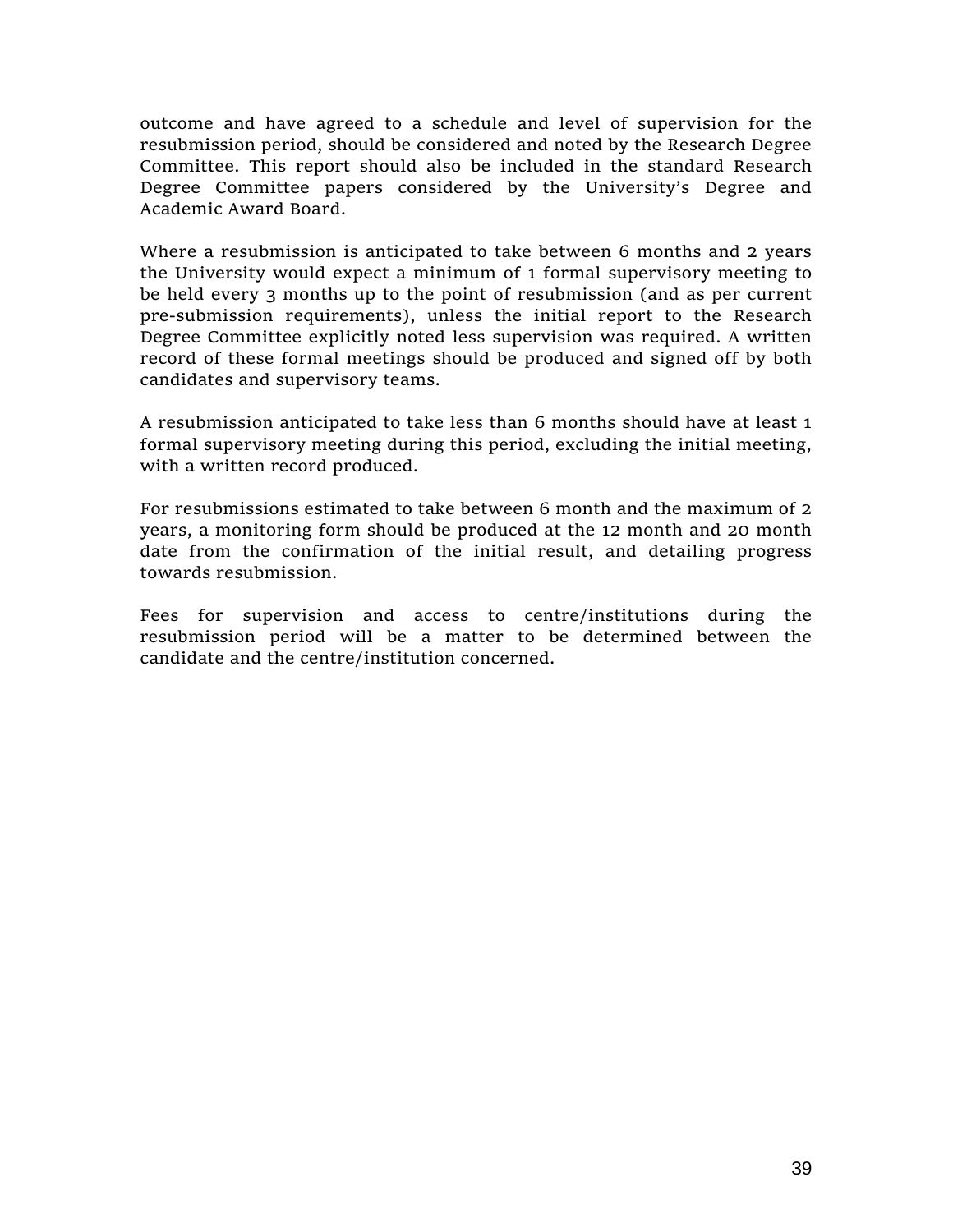outcome and have agreed to a schedule and level of supervision for the resubmission period, should be considered and noted by the Research Degree Committee. This report should also be included in the standard Research Degree Committee papers considered by the University's Degree and Academic Award Board.

Where a resubmission is anticipated to take between 6 months and 2 years the University would expect a minimum of 1 formal supervisory meeting to be held every 3 months up to the point of resubmission (and as per current pre-submission requirements), unless the initial report to the Research Degree Committee explicitly noted less supervision was required. A written record of these formal meetings should be produced and signed off by both candidates and supervisory teams.

A resubmission anticipated to take less than 6 months should have at least 1 formal supervisory meeting during this period, excluding the initial meeting, with a written record produced.

For resubmissions estimated to take between 6 month and the maximum of 2 years, a monitoring form should be produced at the 12 month and 20 month date from the confirmation of the initial result, and detailing progress towards resubmission.

Fees for supervision and access to centre/institutions during the resubmission period will be a matter to be determined between the candidate and the centre/institution concerned.